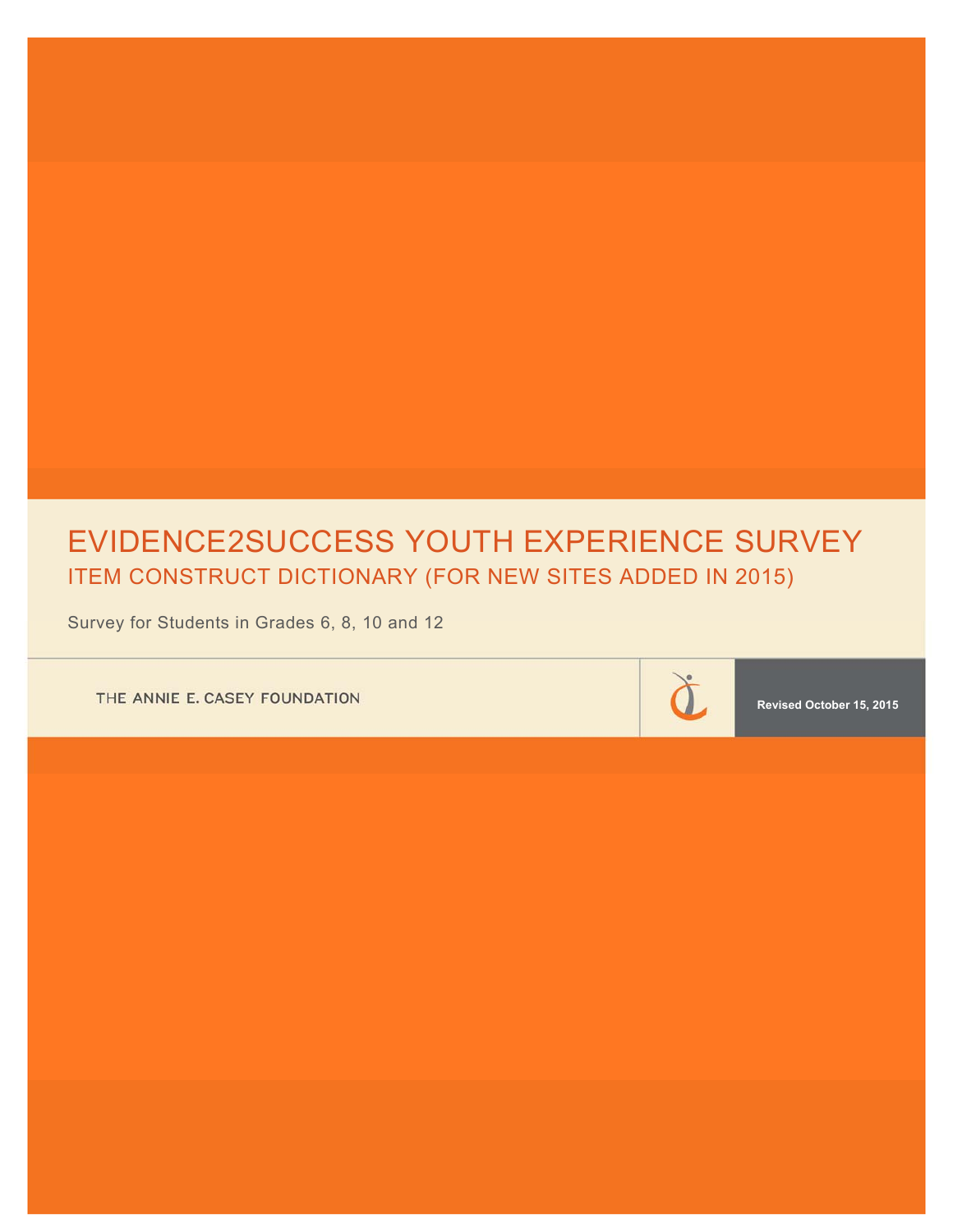# EVIDENCE2SUCCESS YOUTH EXPERIENCE SURVEY

## ITEM CONSTRUCT DICTIONARY (FOR NEW SITES ADDED IN 2015)

Survey for Students in Grades 6, 8, 10 and 12

THE ANNIE E. CASEY FOUNDATION

**Revised October 15, 2015**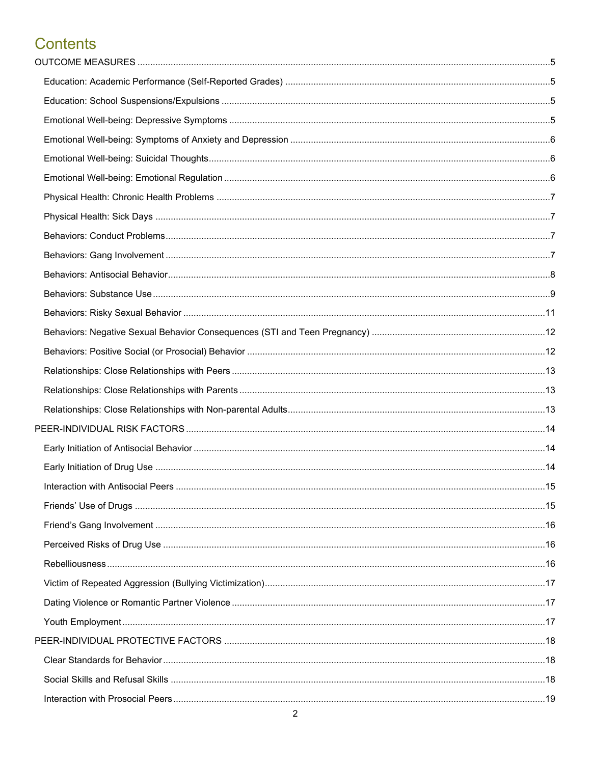# Contents

OUTCOME MEASURES ..... 5

- Education: Academic Performance (Self-Reported Grades) ..... 5
- Education: School Suspensions/Expulsions ..... 5
- Emotional Well-being: Depressive Symptoms ..... 5
- Emotional Well-being: Symptoms of Anxiety and Depression ..... 6
- Emotional Well-being: Suicidal Thoughts ..... 6
- Emotional Well-being: Emotional Regulation ..... 6
- Physical Health: Chronic Health Problems ..... 7
- Physical Health: Sick Days ..... 7
- Behaviors: Conduct Problems ..... 7
- Behaviors: Gang Involvement ..... 7
- Behaviors: Antisocial Behavior ..... 8
- Behaviors: Substance Use ..... 9
- Behaviors: Risky Sexual Behavior ..... 11
- Behaviors: Negative Sexual Behavior Consequences (STI and Teen Pregnancy) ..... 12
- Behaviors: Positive Social (or Prosocial) Behavior ..... 12
- Relationships: Close Relationships with Peers ..... 13
- Relationships: Close Relationships with Parents ..... 13
- Relationships: Close Relationships with Non-parental Adults ..... 13

PEER-INDIVIDUAL RISK FACTORS ..... 14

- Early Initiation of Antisocial Behavior ..... 14
- Early Initiation of Drug Use ..... 14
- Interaction with Antisocial Peers ..... 15
- Friends' Use of Drugs ..... 15
- Friend's Gang Involvement ..... 16
- Perceived Risks of Drug Use ..... 16
- Rebelliousness ..... 16
- Victim of Repeated Aggression (Bullying Victimization) ..... 17
- Dating Violence or Romantic Partner Violence ..... 17
- Youth Employment ..... 17

PEER-INDIVIDUAL PROTECTIVE FACTORS ..... 18

- Clear Standards for Behavior ..... 18
- Social Skills and Refusal Skills ..... 18
- Interaction with Prosocial Peers ..... 19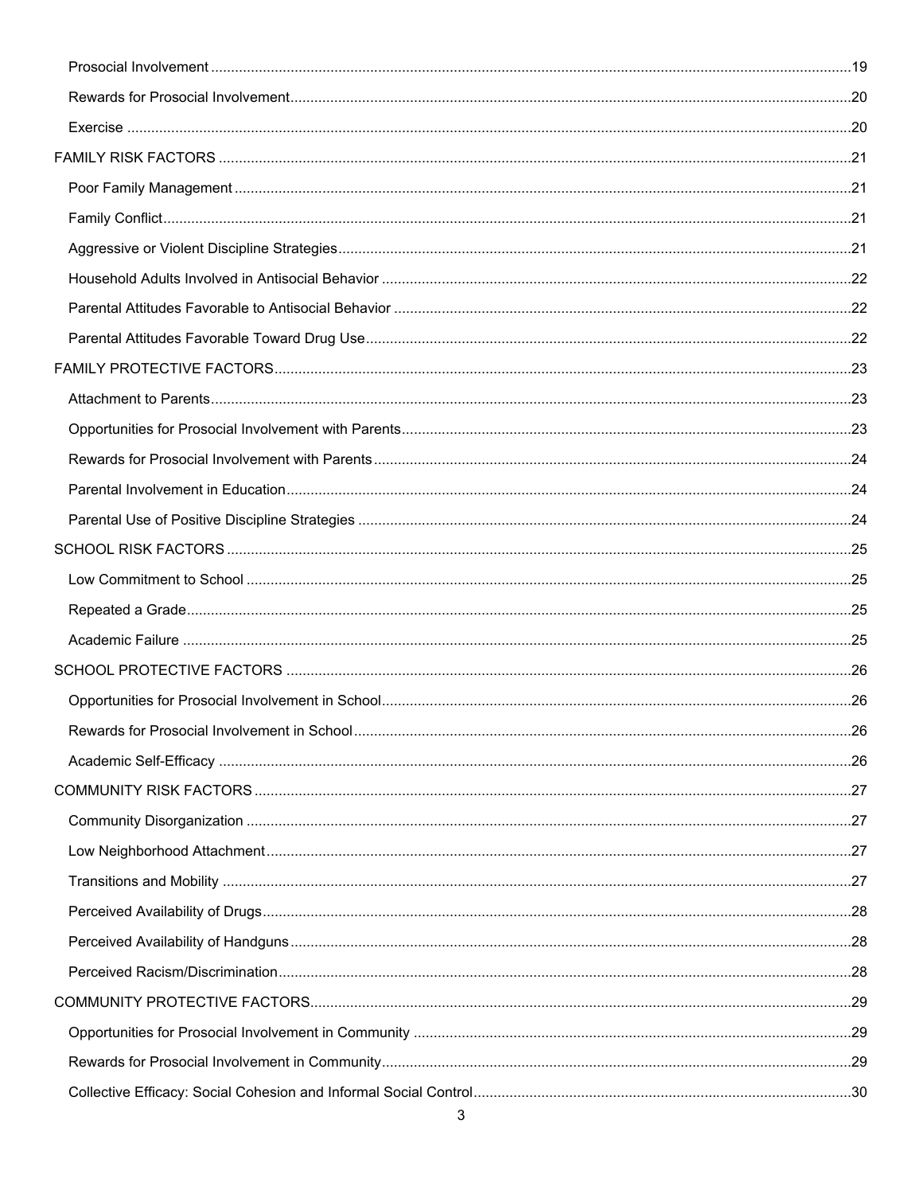Prosocial Involvement ....................................................................................................................................19

Rewards for Prosocial Involvement.................................................................................................................20

Exercise .........................................................................................................................................................20

FAMILY RISK FACTORS ..................................................................................................................................21

Poor Family Management ..............................................................................................................................21

Family Conflict................................................................................................................................................21

Aggressive or Violent Discipline Strategies....................................................................................................21

Household Adults Involved in Antisocial Behavior .........................................................................................22

Parental Attitudes Favorable to Antisocial Behavior .......................................................................................22

Parental Attitudes Favorable Toward Drug Use..............................................................................................22

FAMILY PROTECTIVE FACTORS....................................................................................................................23

Attachment to Parents....................................................................................................................................23

Opportunities for Prosocial Involvement with Parents.....................................................................................23

Rewards for Prosocial Involvement with Parents............................................................................................24

Parental Involvement in Education..................................................................................................................24

Parental Use of Positive Discipline Strategies ................................................................................................24

SCHOOL RISK FACTORS ................................................................................................................................25

Low Commitment to School ...........................................................................................................................25

Repeated a Grade..........................................................................................................................................25

Academic Failure ...........................................................................................................................................25

SCHOOL PROTECTIVE FACTORS .................................................................................................................26

Opportunities for Prosocial Involvement in School.........................................................................................26

Rewards for Prosocial Involvement in School.................................................................................................26

Academic Self-Efficacy ..................................................................................................................................26

COMMUNITY RISK FACTORS .........................................................................................................................27

Community Disorganization ...........................................................................................................................27

Low Neighborhood Attachment......................................................................................................................27

Transitions and Mobility .................................................................................................................................27

Perceived Availability of Drugs.......................................................................................................................28

Perceived Availability of Handguns................................................................................................................28

Perceived Racism/Discrimination...................................................................................................................28

COMMUNITY PROTECTIVE FACTORS...........................................................................................................29

Opportunities for Prosocial Involvement in Community .................................................................................29

Rewards for Prosocial Involvement in Community..........................................................................................29

Collective Efficacy: Social Cohesion and Informal Social Control...................................................................30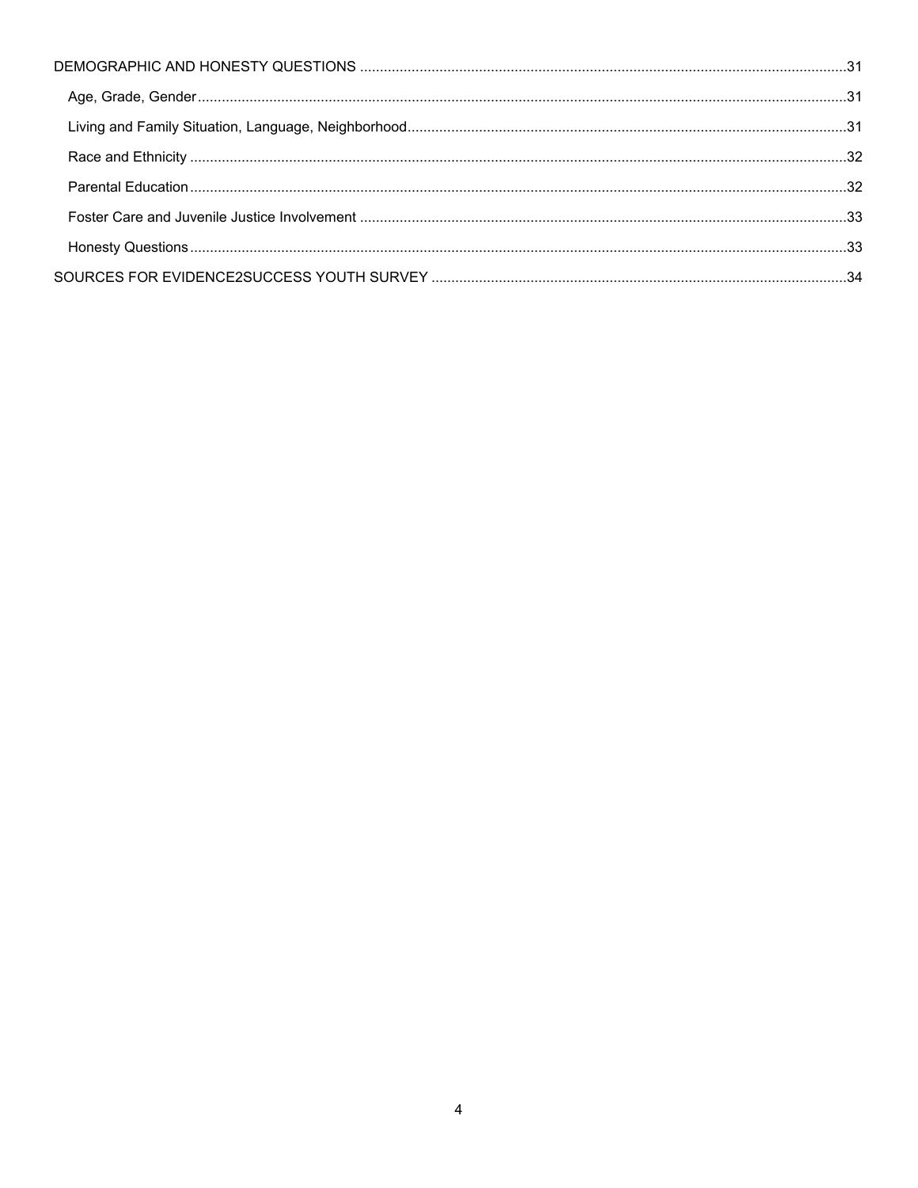DEMOGRAPHIC AND HONESTY QUESTIONS ............................................................................................................................31

- Age, Grade, Gender .....................................................................................................................................................31
- Living and Family Situation, Language, Neighborhood ..............................................................................................31
- Race and Ethnicity .......................................................................................................................................................32
- Parental Education .......................................................................................................................................................32
- Foster Care and Juvenile Justice Involvement ...........................................................................................................33
- Honesty Questions .......................................................................................................................................................33

SOURCES FOR EVIDENCE2SUCCESS YOUTH SURVEY ........................................................................................................34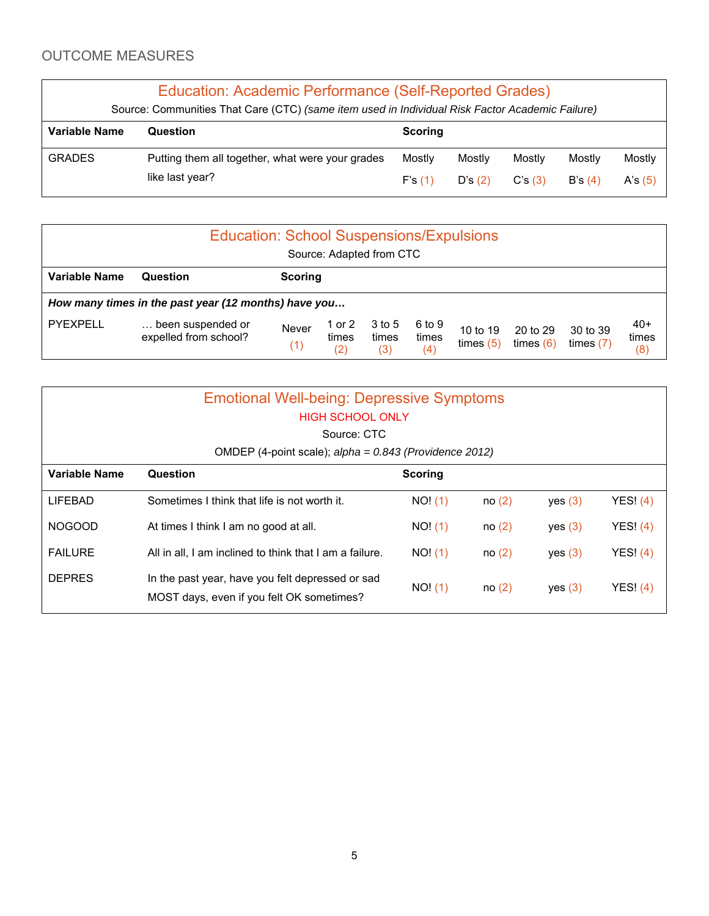## OUTCOME MEASURES

### Education: Academic Performance (Self-Reported Grades)

Source: Communities That Care (CTC) *(same item used in Individual Risk Factor Academic Failure)*

| Variable Name | Question | Scoring | | | | |
|---|---|---|---|---|---|---|
| GRADES | Putting them all together, what were your grades like last year? | Mostly F's (1) | Mostly D's (2) | Mostly C's (3) | Mostly B's (4) | Mostly A's (5) |

### Education: School Suspensions/Expulsions

Source: Adapted from CTC

| Variable Name | Question | Scoring | | | | | | | |
|---|---|---|---|---|---|---|---|---|---|
| ***How many times in the past year (12 months) have you…*** | | | | | | | | | |
| PYEXPELL | … been suspended or expelled from school? | Never (1) | 1 or 2 times (2) | 3 to 5 times (3) | 6 to 9 times (4) | 10 to 19 times (5) | 20 to 29 times (6) | 30 to 39 times (7) | 40+ times (8) |

### Emotional Well-being: Depressive Symptoms

HIGH SCHOOL ONLY

Source: CTC

OMDEP (4-point scale); *alpha = 0.843 (Providence 2012)*

| Variable Name | Question | Scoring | | | |
|---|---|---|---|---|---|
| LIFEBAD | Sometimes I think that life is not worth it. | NO! (1) | no (2) | yes (3) | YES! (4) |
| NOGOOD | At times I think I am no good at all. | NO! (1) | no (2) | yes (3) | YES! (4) |
| FAILURE | All in all, I am inclined to think that I am a failure. | NO! (1) | no (2) | yes (3) | YES! (4) |
| DEPRES | In the past year, have you felt depressed or sad MOST days, even if you felt OK sometimes? | NO! (1) | no (2) | yes (3) | YES! (4) |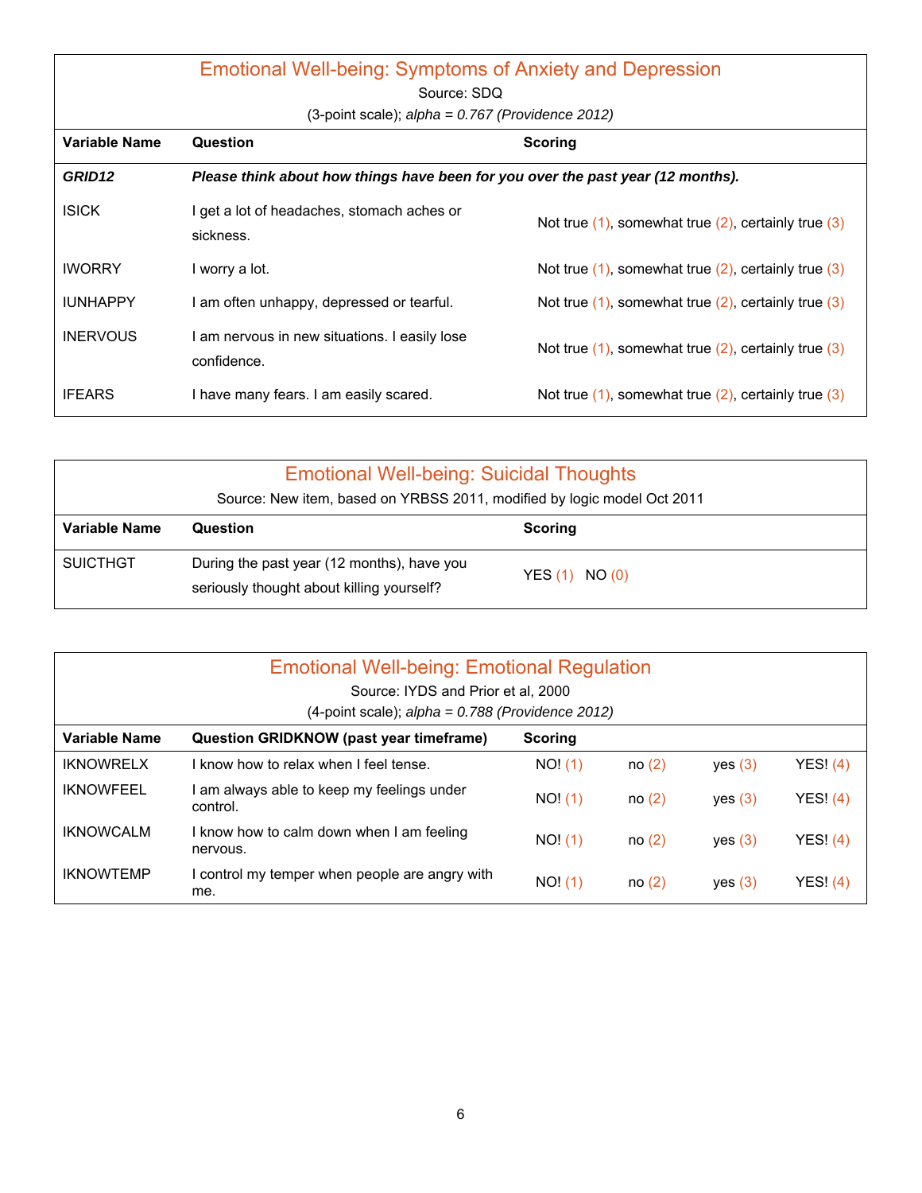## Emotional Well-being: Symptoms of Anxiety and Depression

Source: SDQ

(3-point scale); *alpha = 0.767 (Providence 2012)*

| Variable Name | Question | Scoring |
|---|---|---|
| ***GRID12*** | ***Please think about how things have been for you over the past year (12 months).*** | |
| ISICK | I get a lot of headaches, stomach aches or sickness. | Not true (1), somewhat true (2), certainly true (3) |
| IWORRY | I worry a lot. | Not true (1), somewhat true (2), certainly true (3) |
| IUNHAPPY | I am often unhappy, depressed or tearful. | Not true (1), somewhat true (2), certainly true (3) |
| INERVOUS | I am nervous in new situations. I easily lose confidence. | Not true (1), somewhat true (2), certainly true (3) |
| IFEARS | I have many fears. I am easily scared. | Not true (1), somewhat true (2), certainly true (3) |

## Emotional Well-being: Suicidal Thoughts

Source: New item, based on YRBSS 2011, modified by logic model Oct 2011

| Variable Name | Question | Scoring |
|---|---|---|
| SUICTHGT | During the past year (12 months), have you seriously thought about killing yourself? | YES (1) NO (0) |

## Emotional Well-being: Emotional Regulation

Source: IYDS and Prior et al, 2000

(4-point scale); *alpha = 0.788 (Providence 2012)*

| Variable Name | Question GRIDKNOW (past year timeframe) | Scoring | | | |
|---|---|---|---|---|---|
| IKNOWRELX | I know how to relax when I feel tense. | NO! (1) | no (2) | yes (3) | YES! (4) |
| IKNOWFEEL | I am always able to keep my feelings under control. | NO! (1) | no (2) | yes (3) | YES! (4) |
| IKNOWCALM | I know how to calm down when I am feeling nervous. | NO! (1) | no (2) | yes (3) | YES! (4) |
| IKNOWTEMP | I control my temper when people are angry with me. | NO! (1) | no (2) | yes (3) | YES! (4) |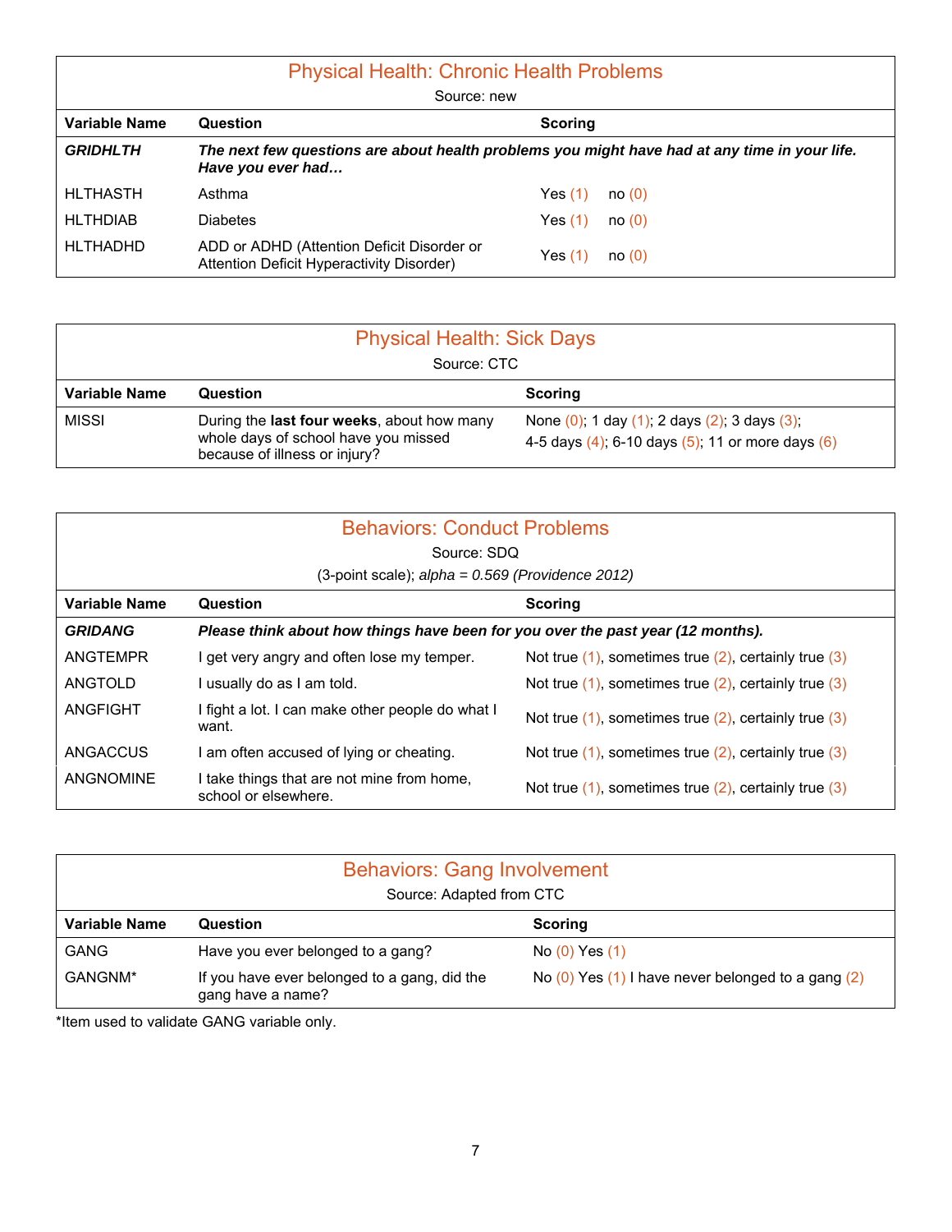## Physical Health: Chronic Health Problems

Source: new

| Variable Name | Question | Scoring |
|---|---|---|
| ***GRIDHLTH*** | ***The next few questions are about health problems you might have had at any time in your life. Have you ever had…*** | |
| HLTHASTH | Asthma | Yes (1) no (0) |
| HLTHDIAB | Diabetes | Yes (1) no (0) |
| HLTHADHD | ADD or ADHD (Attention Deficit Disorder or Attention Deficit Hyperactivity Disorder) | Yes (1) no (0) |

## Physical Health: Sick Days

Source: CTC

| Variable Name | Question | Scoring |
|---|---|---|
| MISSI | During the **last four weeks**, about how many whole days of school have you missed because of illness or injury? | None (0); 1 day (1); 2 days (2); 3 days (3); 4-5 days (4); 6-10 days (5); 11 or more days (6) |

## Behaviors: Conduct Problems

Source: SDQ

(3-point scale); *alpha = 0.569 (Providence 2012)*

| Variable Name | Question | Scoring |
|---|---|---|
| ***GRIDANG*** | ***Please think about how things have been for you over the past year (12 months).*** | |
| ANGTEMPR | I get very angry and often lose my temper. | Not true (1), sometimes true (2), certainly true (3) |
| ANGTOLD | I usually do as I am told. | Not true (1), sometimes true (2), certainly true (3) |
| ANGFIGHT | I fight a lot. I can make other people do what I want. | Not true (1), sometimes true (2), certainly true (3) |
| ANGACCUS | I am often accused of lying or cheating. | Not true (1), sometimes true (2), certainly true (3) |
| ANGNOMINE | I take things that are not mine from home, school or elsewhere. | Not true (1), sometimes true (2), certainly true (3) |

## Behaviors: Gang Involvement

Source: Adapted from CTC

| Variable Name | Question | Scoring |
|---|---|---|
| GANG | Have you ever belonged to a gang? | No (0) Yes (1) |
| GANGNM* | If you have ever belonged to a gang, did the gang have a name? | No (0) Yes (1) I have never belonged to a gang (2) |

*Item used to validate GANG variable only.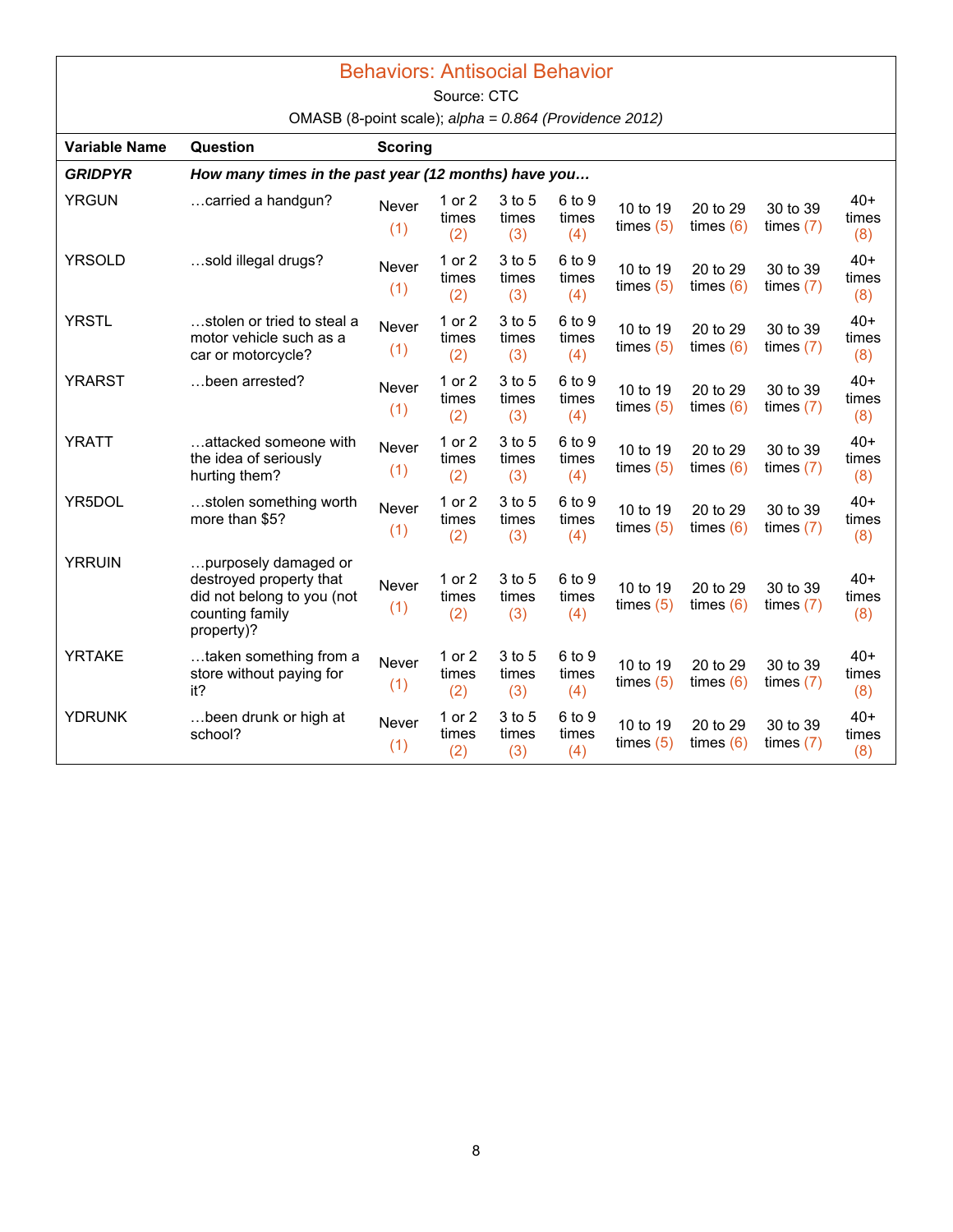## Behaviors: Antisocial Behavior

Source: CTC

OMASB (8-point scale); *alpha = 0.864 (Providence 2012)*

| Variable Name | Question | Scoring | | | | | | | |
|---|---|---|---|---|---|---|---|---|---|
| ***GRIDPYR*** | ***How many times in the past year (12 months) have you…*** | | | | | | | | |
| YRGUN | …carried a handgun? | Never (1) | 1 or 2 times (2) | 3 to 5 times (3) | 6 to 9 times (4) | 10 to 19 times (5) | 20 to 29 times (6) | 30 to 39 times (7) | 40+ times (8) |
| YRSOLD | …sold illegal drugs? | Never (1) | 1 or 2 times (2) | 3 to 5 times (3) | 6 to 9 times (4) | 10 to 19 times (5) | 20 to 29 times (6) | 30 to 39 times (7) | 40+ times (8) |
| YRSTL | …stolen or tried to steal a motor vehicle such as a car or motorcycle? | Never (1) | 1 or 2 times (2) | 3 to 5 times (3) | 6 to 9 times (4) | 10 to 19 times (5) | 20 to 29 times (6) | 30 to 39 times (7) | 40+ times (8) |
| YRARST | …been arrested? | Never (1) | 1 or 2 times (2) | 3 to 5 times (3) | 6 to 9 times (4) | 10 to 19 times (5) | 20 to 29 times (6) | 30 to 39 times (7) | 40+ times (8) |
| YRATT | …attacked someone with the idea of seriously hurting them? | Never (1) | 1 or 2 times (2) | 3 to 5 times (3) | 6 to 9 times (4) | 10 to 19 times (5) | 20 to 29 times (6) | 30 to 39 times (7) | 40+ times (8) |
| YR5DOL | …stolen something worth more than $5? | Never (1) | 1 or 2 times (2) | 3 to 5 times (3) | 6 to 9 times (4) | 10 to 19 times (5) | 20 to 29 times (6) | 30 to 39 times (7) | 40+ times (8) |
| YRRUIN | …purposely damaged or destroyed property that did not belong to you (not counting family property)? | Never (1) | 1 or 2 times (2) | 3 to 5 times (3) | 6 to 9 times (4) | 10 to 19 times (5) | 20 to 29 times (6) | 30 to 39 times (7) | 40+ times (8) |
| YRTAKE | …taken something from a store without paying for it? | Never (1) | 1 or 2 times (2) | 3 to 5 times (3) | 6 to 9 times (4) | 10 to 19 times (5) | 20 to 29 times (6) | 30 to 39 times (7) | 40+ times (8) |
| YDRUNK | …been drunk or high at school? | Never (1) | 1 or 2 times (2) | 3 to 5 times (3) | 6 to 9 times (4) | 10 to 19 times (5) | 20 to 29 times (6) | 30 to 39 times (7) | 40+ times (8) |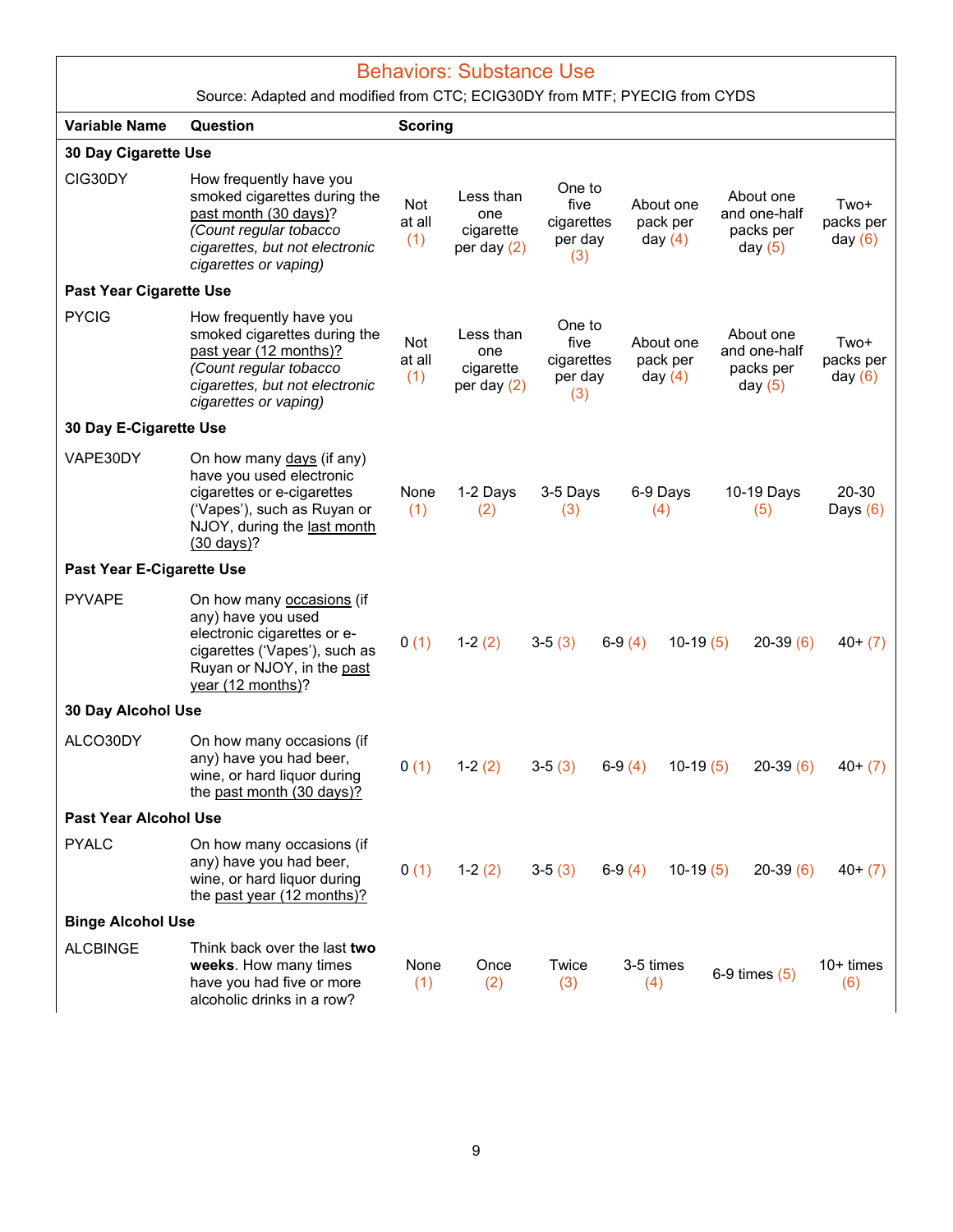## Behaviors: Substance Use

Source: Adapted and modified from CTC; ECIG30DY from MTF; PYECIG from CYDS

| Variable Name | Question | Scoring | | | | | | |
|---|---|---|---|---|---|---|---|---|
| **30 Day Cigarette Use** | | | | | | | | |
| CIG30DY | How frequently have you smoked cigarettes during the past month (30 days)? *(Count regular tobacco cigarettes, but not electronic cigarettes or vaping)* | Not at all (1) | Less than one cigarette per day (2) | One to five cigarettes per day (3) | About one pack per day (4) | About one and one-half packs per day (5) | Two+ packs per day (6) | |
| **Past Year Cigarette Use** | | | | | | | | |
| PYCIG | How frequently have you smoked cigarettes during the past year (12 months)? *(Count regular tobacco cigarettes, but not electronic cigarettes or vaping)* | Not at all (1) | Less than one cigarette per day (2) | One to five cigarettes per day (3) | About one pack per day (4) | About one and one-half packs per day (5) | Two+ packs per day (6) | |
| **30 Day E-Cigarette Use** | | | | | | | | |
| VAPE30DY | On how many days (if any) have you used electronic cigarettes or e-cigarettes ('Vapes'), such as Ruyan or NJOY, during the last month (30 days)? | None (1) | 1-2 Days (2) | 3-5 Days (3) | 6-9 Days (4) | 10-19 Days (5) | 20-30 Days (6) | |
| **Past Year E-Cigarette Use** | | | | | | | | |
| PYVAPE | On how many occasions (if any) have you used electronic cigarettes or e-cigarettes ('Vapes'), such as Ruyan or NJOY, in the past year (12 months)? | 0 (1) | 1-2 (2) | 3-5 (3) | 6-9 (4) | 10-19 (5) | 20-39 (6) | 40+ (7) |
| **30 Day Alcohol Use** | | | | | | | | |
| ALCO30DY | On how many occasions (if any) have you had beer, wine, or hard liquor during the past month (30 days)? | 0 (1) | 1-2 (2) | 3-5 (3) | 6-9 (4) | 10-19 (5) | 20-39 (6) | 40+ (7) |
| **Past Year Alcohol Use** | | | | | | | | |
| PYALC | On how many occasions (if any) have you had beer, wine, or hard liquor during the past year (12 months)? | 0 (1) | 1-2 (2) | 3-5 (3) | 6-9 (4) | 10-19 (5) | 20-39 (6) | 40+ (7) |
| **Binge Alcohol Use** | | | | | | | | |
| ALCBINGE | Think back over the last **two weeks**. How many times have you had five or more alcoholic drinks in a row? | None (1) | Once (2) | Twice (3) | 3-5 times (4) | 6-9 times (5) | 10+ times (6) | |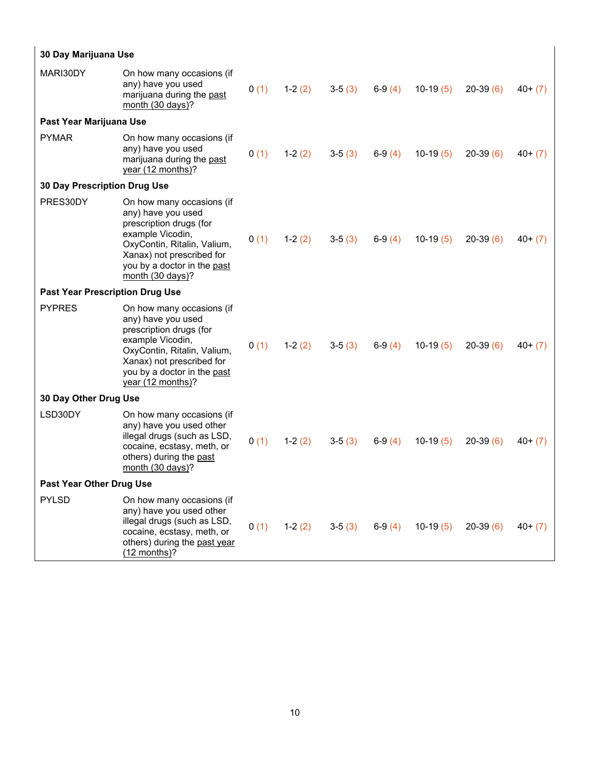| | | | | | | | | |
|---|---|---|---|---|---|---|---|---|
| **30 Day Marijuana Use** | | | | | | | | |
| MARI30DY | On how many occasions (if any) have you used marijuana during the past month (30 days)? | 0 (1) | 1-2 (2) | 3-5 (3) | 6-9 (4) | 10-19 (5) | 20-39 (6) | 40+ (7) |
| **Past Year Marijuana Use** | | | | | | | | |
| PYMAR | On how many occasions (if any) have you used marijuana during the past year (12 months)? | 0 (1) | 1-2 (2) | 3-5 (3) | 6-9 (4) | 10-19 (5) | 20-39 (6) | 40+ (7) |
| **30 Day Prescription Drug Use** | | | | | | | | |
| PRES30DY | On how many occasions (if any) have you used prescription drugs (for example Vicodin, OxyContin, Ritalin, Valium, Xanax) not prescribed for you by a doctor in the past month (30 days)? | 0 (1) | 1-2 (2) | 3-5 (3) | 6-9 (4) | 10-19 (5) | 20-39 (6) | 40+ (7) |
| **Past Year Prescription Drug Use** | | | | | | | | |
| PYPRES | On how many occasions (if any) have you used prescription drugs (for example Vicodin, OxyContin, Ritalin, Valium, Xanax) not prescribed for you by a doctor in the past year (12 months)? | 0 (1) | 1-2 (2) | 3-5 (3) | 6-9 (4) | 10-19 (5) | 20-39 (6) | 40+ (7) |
| **30 Day Other Drug Use** | | | | | | | | |
| LSD30DY | On how many occasions (if any) have you used other illegal drugs (such as LSD, cocaine, ecstasy, meth, or others) during the past month (30 days)? | 0 (1) | 1-2 (2) | 3-5 (3) | 6-9 (4) | 10-19 (5) | 20-39 (6) | 40+ (7) |
| **Past Year Other Drug Use** | | | | | | | | |
| PYLSD | On how many occasions (if any) have you used other illegal drugs (such as LSD, cocaine, ecstasy, meth, or others) during the past year (12 months)? | 0 (1) | 1-2 (2) | 3-5 (3) | 6-9 (4) | 10-19 (5) | 20-39 (6) | 40+ (7) |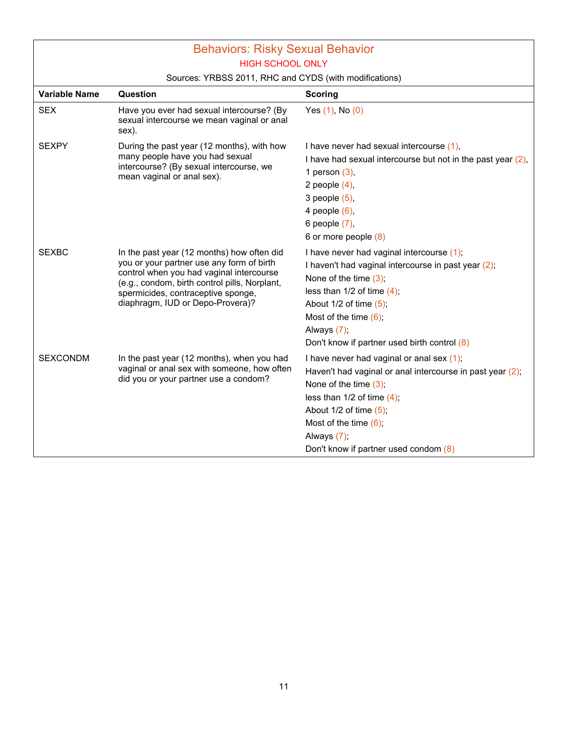## Behaviors: Risky Sexual Behavior

HIGH SCHOOL ONLY

Sources: YRBSS 2011, RHC and CYDS (with modifications)

| Variable Name | Question | Scoring |
|---|---|---|
| SEX | Have you ever had sexual intercourse? (By sexual intercourse we mean vaginal or anal sex). | Yes (1), No (0) |
| SEXPY | During the past year (12 months), with how many people have you had sexual intercourse? (By sexual intercourse, we mean vaginal or anal sex). | I have never had sexual intercourse (1),<br>I have had sexual intercourse but not in the past year (2),<br>1 person (3),<br>2 people (4),<br>3 people (5),<br>4 people (6),<br>6 people (7),<br>6 or more people (8) |
| SEXBC | In the past year (12 months) how often did you or your partner use any form of birth control when you had vaginal intercourse (e.g., condom, birth control pills, Norplant, spermicides, contraceptive sponge, diaphragm, IUD or Depo-Provera)? | I have never had vaginal intercourse (1);<br>I haven't had vaginal intercourse in past year (2);<br>None of the time (3);<br>less than 1/2 of time (4);<br>About 1/2 of time (5);<br>Most of the time (6);<br>Always (7);<br>Don't know if partner used birth control (8) |
| SEXCONDM | In the past year (12 months), when you had vaginal or anal sex with someone, how often did you or your partner use a condom? | I have never had vaginal or anal sex (1);<br>Haven't had vaginal or anal intercourse in past year (2);<br>None of the time (3);<br>less than 1/2 of time (4);<br>About 1/2 of time (5);<br>Most of the time (6);<br>Always (7);<br>Don't know if partner used condom (8) |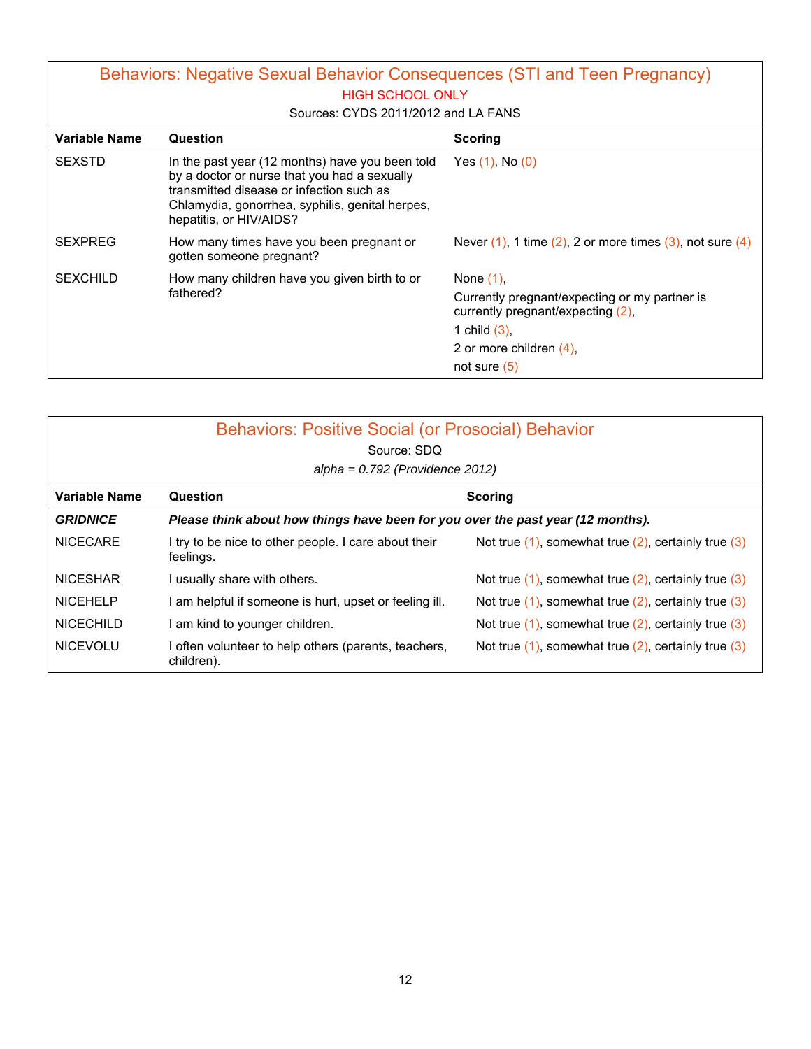## Behaviors: Negative Sexual Behavior Consequences (STI and Teen Pregnancy)

HIGH SCHOOL ONLY

Sources: CYDS 2011/2012 and LA FANS

| Variable Name | Question | Scoring |
|---|---|---|
| SEXSTD | In the past year (12 months) have you been told by a doctor or nurse that you had a sexually transmitted disease or infection such as Chlamydia, gonorrhea, syphilis, genital herpes, hepatitis, or HIV/AIDS? | Yes (1), No (0) |
| SEXPREG | How many times have you been pregnant or gotten someone pregnant? | Never (1), 1 time (2), 2 or more times (3), not sure (4) |
| SEXCHILD | How many children have you given birth to or fathered? | None (1), Currently pregnant/expecting or my partner is currently pregnant/expecting (2), 1 child (3), 2 or more children (4), not sure (5) |

## Behaviors: Positive Social (or Prosocial) Behavior

Source: SDQ

*alpha = 0.792 (Providence 2012)*

| Variable Name | Question | Scoring |
|---|---|---|
| ***GRIDNICE*** | ***Please think about how things have been for you over the past year (12 months).*** | |
| NICECARE | I try to be nice to other people. I care about their feelings. | Not true (1), somewhat true (2), certainly true (3) |
| NICESHAR | I usually share with others. | Not true (1), somewhat true (2), certainly true (3) |
| NICEHELP | I am helpful if someone is hurt, upset or feeling ill. | Not true (1), somewhat true (2), certainly true (3) |
| NICECHILD | I am kind to younger children. | Not true (1), somewhat true (2), certainly true (3) |
| NICEVOLU | I often volunteer to help others (parents, teachers, children). | Not true (1), somewhat true (2), certainly true (3) |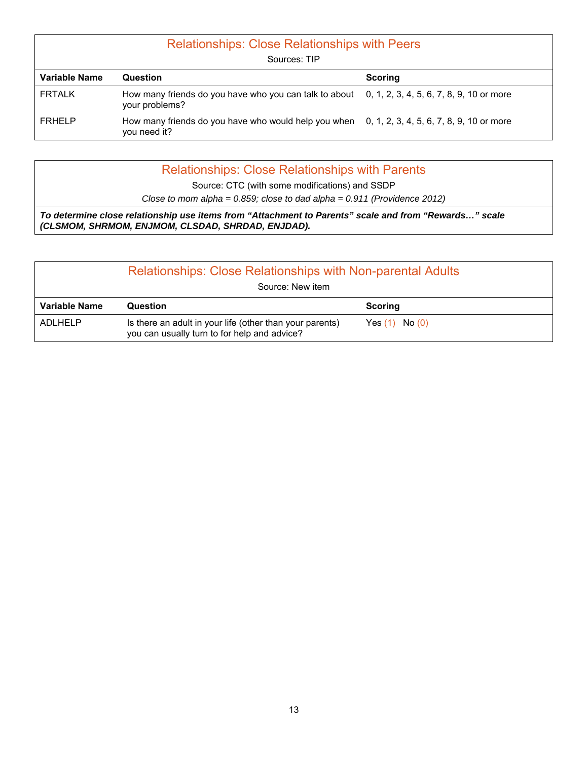## Relationships: Close Relationships with Peers

Sources: TIP

| Variable Name | Question | Scoring |
|---|---|---|
| FRTALK | How many friends do you have who you can talk to about your problems? | 0, 1, 2, 3, 4, 5, 6, 7, 8, 9, 10 or more |
| FRHELP | How many friends do you have who would help you when you need it? | 0, 1, 2, 3, 4, 5, 6, 7, 8, 9, 10 or more |

## Relationships: Close Relationships with Parents

Source: CTC (with some modifications) and SSDP

*Close to mom alpha = 0.859; close to dad alpha = 0.911 (Providence 2012)*

***To determine close relationship use items from “Attachment to Parents” scale and from “Rewards…” scale (CLSMOM, SHRMOM, ENJMOM, CLSDAD, SHRDAD, ENJDAD).***

## Relationships: Close Relationships with Non-parental Adults

Source: New item

| Variable Name | Question | Scoring |
|---|---|---|
| ADLHELP | Is there an adult in your life (other than your parents) you can usually turn to for help and advice? | Yes (1) No (0) |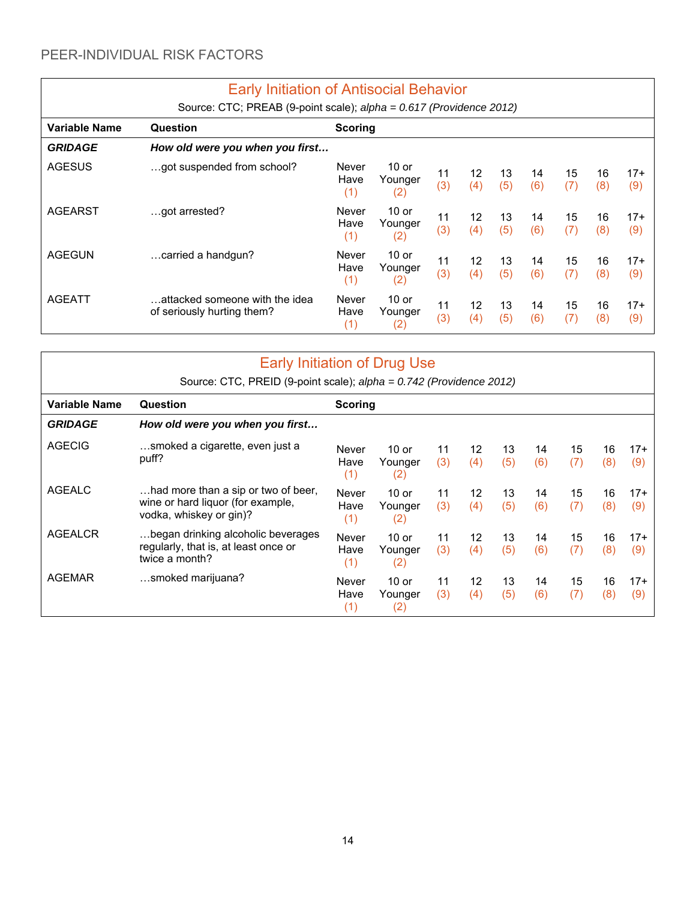PEER-INDIVIDUAL RISK FACTORS

## Early Initiation of Antisocial Behavior

Source: CTC; PREAB (9-point scale); *alpha = 0.617 (Providence 2012)*

| Variable Name | Question | Scoring | | | | | | | | |
|---|---|---|---|---|---|---|---|---|---|---|
| ***GRIDAGE*** | ***How old were you when you first…*** | | | | | | | | | |
| AGESUS | …got suspended from school? | Never Have (1) | 10 or Younger (2) | 11 (3) | 12 (4) | 13 (5) | 14 (6) | 15 (7) | 16 (8) | 17+ (9) |
| AGEARST | …got arrested? | Never Have (1) | 10 or Younger (2) | 11 (3) | 12 (4) | 13 (5) | 14 (6) | 15 (7) | 16 (8) | 17+ (9) |
| AGEGUN | …carried a handgun? | Never Have (1) | 10 or Younger (2) | 11 (3) | 12 (4) | 13 (5) | 14 (6) | 15 (7) | 16 (8) | 17+ (9) |
| AGEATT | …attacked someone with the idea of seriously hurting them? | Never Have (1) | 10 or Younger (2) | 11 (3) | 12 (4) | 13 (5) | 14 (6) | 15 (7) | 16 (8) | 17+ (9) |

## Early Initiation of Drug Use

Source: CTC, PREID (9-point scale); *alpha = 0.742 (Providence 2012)*

| Variable Name | Question | Scoring | | | | | | | | |
|---|---|---|---|---|---|---|---|---|---|---|
| ***GRIDAGE*** | ***How old were you when you first…*** | | | | | | | | | |
| AGECIG | …smoked a cigarette, even just a puff? | Never Have (1) | 10 or Younger (2) | 11 (3) | 12 (4) | 13 (5) | 14 (6) | 15 (7) | 16 (8) | 17+ (9) |
| AGEALC | …had more than a sip or two of beer, wine or hard liquor (for example, vodka, whiskey or gin)? | Never Have (1) | 10 or Younger (2) | 11 (3) | 12 (4) | 13 (5) | 14 (6) | 15 (7) | 16 (8) | 17+ (9) |
| AGEALCR | …began drinking alcoholic beverages regularly, that is, at least once or twice a month? | Never Have (1) | 10 or Younger (2) | 11 (3) | 12 (4) | 13 (5) | 14 (6) | 15 (7) | 16 (8) | 17+ (9) |
| AGEMAR | …smoked marijuana? | Never Have (1) | 10 or Younger (2) | 11 (3) | 12 (4) | 13 (5) | 14 (6) | 15 (7) | 16 (8) | 17+ (9) |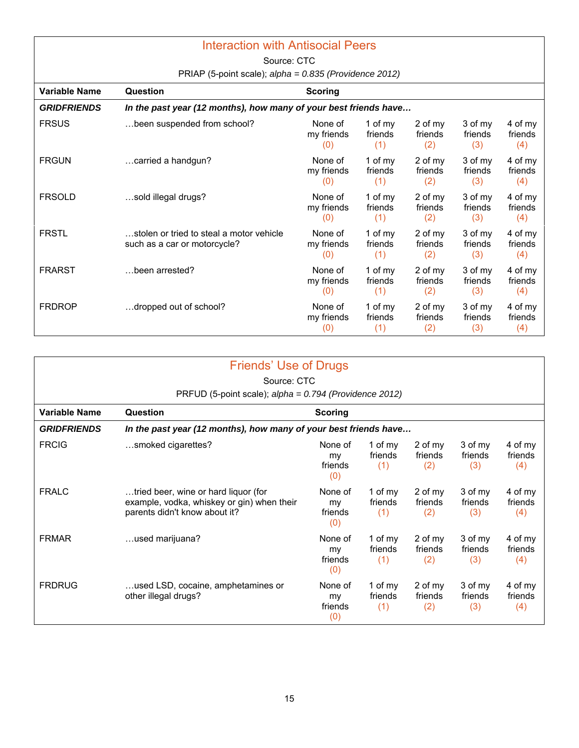## Interaction with Antisocial Peers

Source: CTC

PRIAP (5-point scale); *alpha = 0.835 (Providence 2012)*

| Variable Name | Question | Scoring | | | | |
|---|---|---|---|---|---|---|
| ***GRIDFRIENDS*** | ***In the past year (12 months), how many of your best friends have…*** | | | | | |
| FRSUS | …been suspended from school? | None of my friends (0) | 1 of my friends (1) | 2 of my friends (2) | 3 of my friends (3) | 4 of my friends (4) |
| FRGUN | …carried a handgun? | None of my friends (0) | 1 of my friends (1) | 2 of my friends (2) | 3 of my friends (3) | 4 of my friends (4) |
| FRSOLD | …sold illegal drugs? | None of my friends (0) | 1 of my friends (1) | 2 of my friends (2) | 3 of my friends (3) | 4 of my friends (4) |
| FRSTL | …stolen or tried to steal a motor vehicle such as a car or motorcycle? | None of my friends (0) | 1 of my friends (1) | 2 of my friends (2) | 3 of my friends (3) | 4 of my friends (4) |
| FRARST | …been arrested? | None of my friends (0) | 1 of my friends (1) | 2 of my friends (2) | 3 of my friends (3) | 4 of my friends (4) |
| FRDROP | …dropped out of school? | None of my friends (0) | 1 of my friends (1) | 2 of my friends (2) | 3 of my friends (3) | 4 of my friends (4) |

## Friends' Use of Drugs

Source: CTC

PRFUD (5-point scale); *alpha = 0.794 (Providence 2012)*

| Variable Name | Question | Scoring | | | | |
|---|---|---|---|---|---|---|
| ***GRIDFRIENDS*** | ***In the past year (12 months), how many of your best friends have…*** | | | | | |
| FRCIG | …smoked cigarettes? | None of my friends (0) | 1 of my friends (1) | 2 of my friends (2) | 3 of my friends (3) | 4 of my friends (4) |
| FRALC | …tried beer, wine or hard liquor (for example, vodka, whiskey or gin) when their parents didn't know about it? | None of my friends (0) | 1 of my friends (1) | 2 of my friends (2) | 3 of my friends (3) | 4 of my friends (4) |
| FRMAR | …used marijuana? | None of my friends (0) | 1 of my friends (1) | 2 of my friends (2) | 3 of my friends (3) | 4 of my friends (4) |
| FRDRUG | …used LSD, cocaine, amphetamines or other illegal drugs? | None of my friends (0) | 1 of my friends (1) | 2 of my friends (2) | 3 of my friends (3) | 4 of my friends (4) |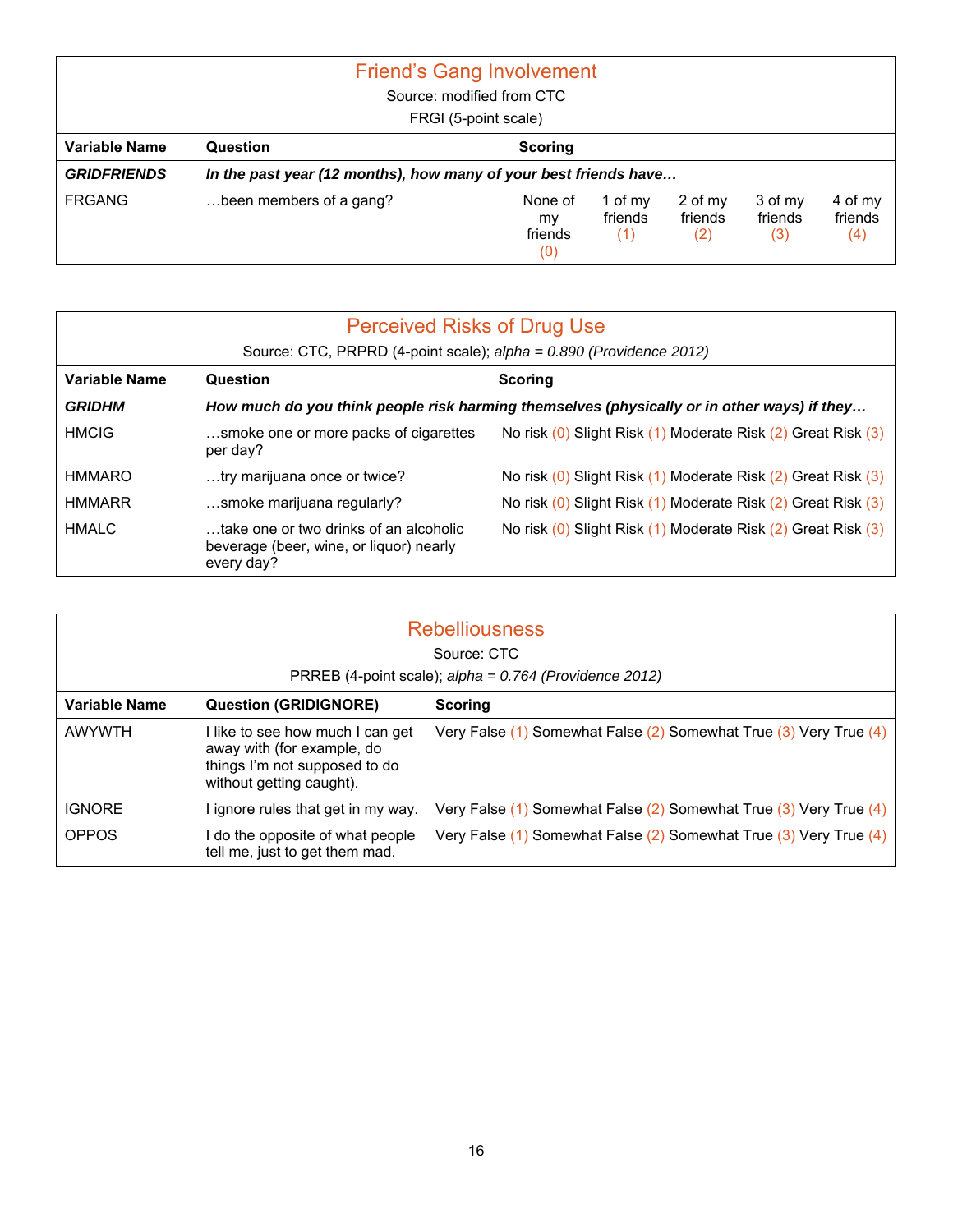## Friend's Gang Involvement

Source: modified from CTC

FRGI (5-point scale)

| Variable Name | Question | Scoring | | | | |
|---|---|---|---|---|---|---|
| ***GRIDFRIENDS*** | ***In the past year (12 months), how many of your best friends have…*** | | | | | |
| FRGANG | …been members of a gang? | None of my friends (0) | 1 of my friends (1) | 2 of my friends (2) | 3 of my friends (3) | 4 of my friends (4) |

## Perceived Risks of Drug Use

Source: CTC, PRPRD (4-point scale); *alpha = 0.890 (Providence 2012)*

| Variable Name | Question | Scoring |
|---|---|---|
| ***GRIDHM*** | ***How much do you think people risk harming themselves (physically or in other ways) if they…*** | |
| HMCIG | …smoke one or more packs of cigarettes per day? | No risk (0) Slight Risk (1) Moderate Risk (2) Great Risk (3) |
| HMMARO | …try marijuana once or twice? | No risk (0) Slight Risk (1) Moderate Risk (2) Great Risk (3) |
| HMMARR | …smoke marijuana regularly? | No risk (0) Slight Risk (1) Moderate Risk (2) Great Risk (3) |
| HMALC | …take one or two drinks of an alcoholic beverage (beer, wine, or liquor) nearly every day? | No risk (0) Slight Risk (1) Moderate Risk (2) Great Risk (3) |

## Rebelliousness

Source: CTC

PRREB (4-point scale); *alpha = 0.764 (Providence 2012)*

| Variable Name | Question (GRIDIGNORE) | Scoring |
|---|---|---|
| AWYWTH | I like to see how much I can get away with (for example, do things I'm not supposed to do without getting caught). | Very False (1) Somewhat False (2) Somewhat True (3) Very True (4) |
| IGNORE | I ignore rules that get in my way. | Very False (1) Somewhat False (2) Somewhat True (3) Very True (4) |
| OPPOS | I do the opposite of what people tell me, just to get them mad. | Very False (1) Somewhat False (2) Somewhat True (3) Very True (4) |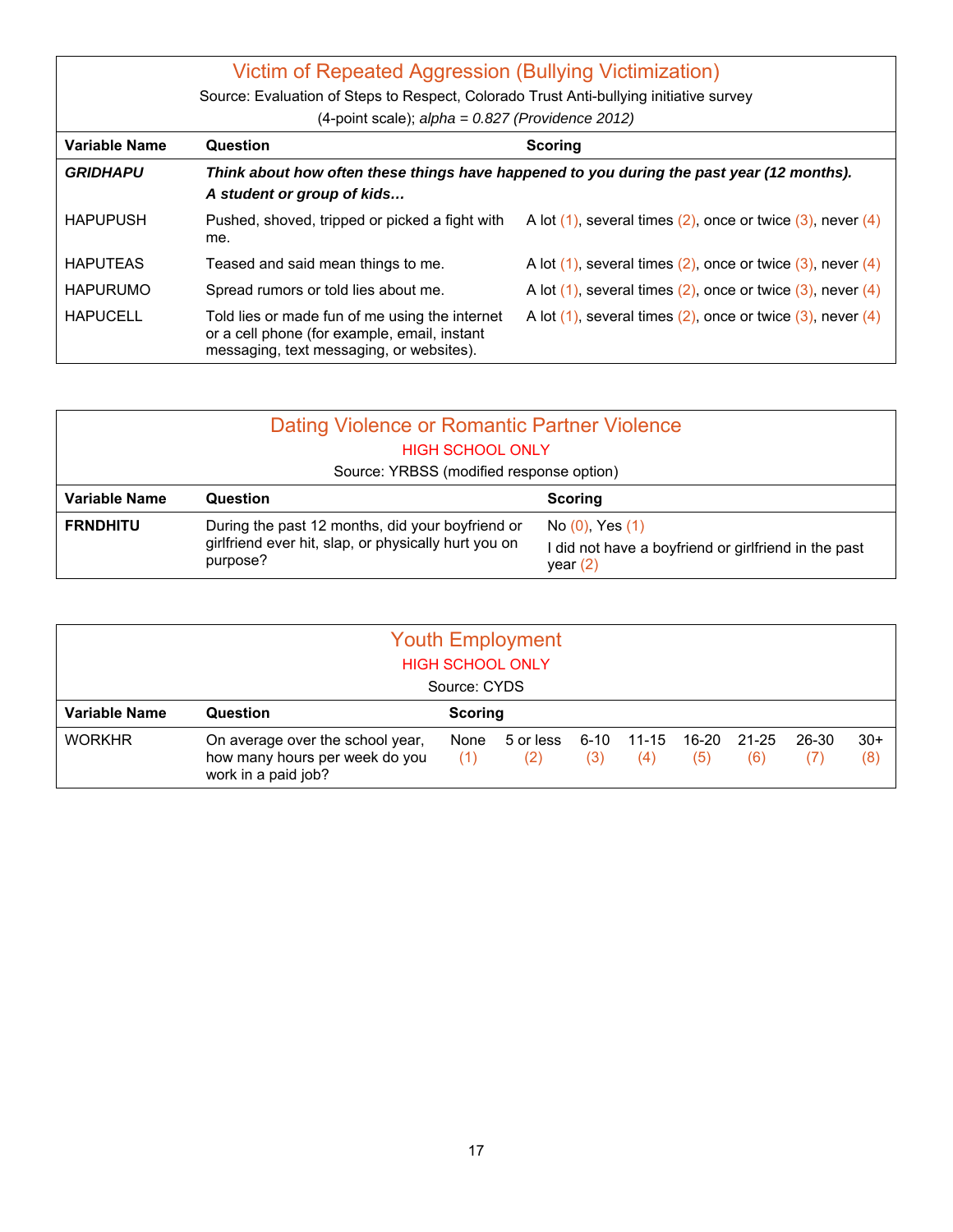## Victim of Repeated Aggression (Bullying Victimization)

Source: Evaluation of Steps to Respect, Colorado Trust Anti-bullying initiative survey

(4-point scale); *alpha = 0.827 (Providence 2012)*

| Variable Name | Question | Scoring |
|---|---|---|
| ***GRIDHAPU*** | ***Think about how often these things have happened to you during the past year (12 months). A student or group of kids…*** | |
| HAPUPUSH | Pushed, shoved, tripped or picked a fight with me. | A lot (1), several times (2), once or twice (3), never (4) |
| HAPUTEAS | Teased and said mean things to me. | A lot (1), several times (2), once or twice (3), never (4) |
| HAPURUMO | Spread rumors or told lies about me. | A lot (1), several times (2), once or twice (3), never (4) |
| HAPUCELL | Told lies or made fun of me using the internet or a cell phone (for example, email, instant messaging, text messaging, or websites). | A lot (1), several times (2), once or twice (3), never (4) |

## Dating Violence or Romantic Partner Violence

HIGH SCHOOL ONLY

Source: YRBSS (modified response option)

| Variable Name | Question | Scoring |
|---|---|---|
| **FRNDHITU** | During the past 12 months, did your boyfriend or girlfriend ever hit, slap, or physically hurt you on purpose? | No (0), Yes (1)<br>I did not have a boyfriend or girlfriend in the past year (2) |

## Youth Employment

HIGH SCHOOL ONLY

Source: CYDS

| Variable Name | Question | Scoring | | | | | | | |
|---|---|---|---|---|---|---|---|---|---|
| WORKHR | On average over the school year, how many hours per week do you work in a paid job? | None (1) | 5 or less (2) | 6-10 (3) | 11-15 (4) | 16-20 (5) | 21-25 (6) | 26-30 (7) | 30+ (8) |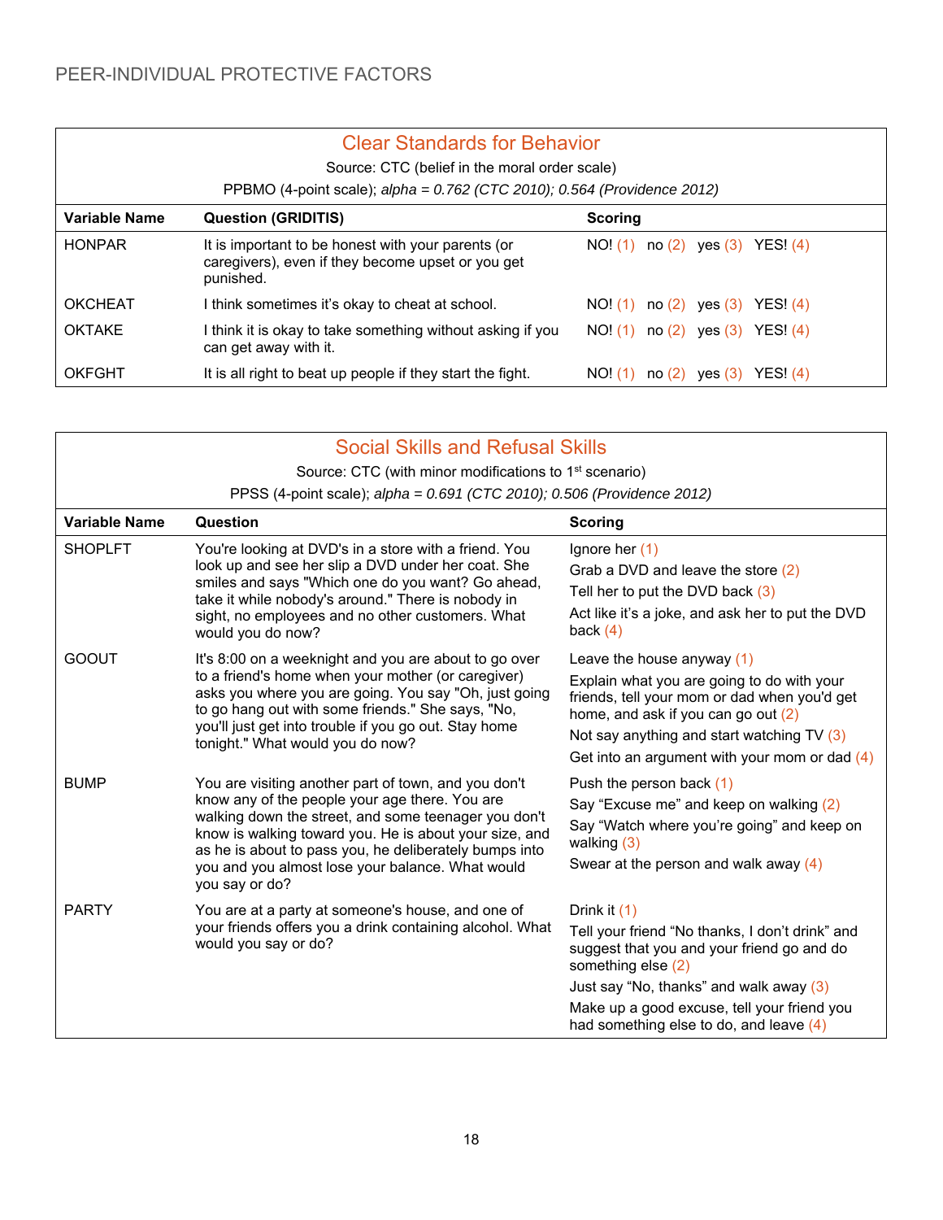PEER-INDIVIDUAL PROTECTIVE FACTORS

## Clear Standards for Behavior

Source: CTC (belief in the moral order scale)

PPBMO (4-point scale); *alpha = 0.762 (CTC 2010); 0.564 (Providence 2012)*

| Variable Name | Question (GRIDITIS) | Scoring |
|---|---|---|
| HONPAR | It is important to be honest with your parents (or caregivers), even if they become upset or you get punished. | NO! (1) no (2) yes (3) YES! (4) |
| OKCHEAT | I think sometimes it's okay to cheat at school. | NO! (1) no (2) yes (3) YES! (4) |
| OKTAKE | I think it is okay to take something without asking if you can get away with it. | NO! (1) no (2) yes (3) YES! (4) |
| OKFGHT | It is all right to beat up people if they start the fight. | NO! (1) no (2) yes (3) YES! (4) |

## Social Skills and Refusal Skills

Source: CTC (with minor modifications to 1st scenario)

PPSS (4-point scale); *alpha = 0.691 (CTC 2010); 0.506 (Providence 2012)*

| Variable Name | Question | Scoring |
|---|---|---|
| SHOPLFT | You're looking at DVD's in a store with a friend. You look up and see her slip a DVD under her coat. She smiles and says "Which one do you want? Go ahead, take it while nobody's around." There is nobody in sight, no employees and no other customers. What would you do now? | Ignore her (1)<br>Grab a DVD and leave the store (2)<br>Tell her to put the DVD back (3)<br>Act like it's a joke, and ask her to put the DVD back (4) |
| GOOUT | It's 8:00 on a weeknight and you are about to go over to a friend's home when your mother (or caregiver) asks you where you are going. You say "Oh, just going to go hang out with some friends." She says, "No, you'll just get into trouble if you go out. Stay home tonight." What would you do now? | Leave the house anyway (1)<br>Explain what you are going to do with your friends, tell your mom or dad when you'd get home, and ask if you can go out (2)<br>Not say anything and start watching TV (3)<br>Get into an argument with your mom or dad (4) |
| BUMP | You are visiting another part of town, and you don't know any of the people your age there. You are walking down the street, and some teenager you don't know is walking toward you. He is about your size, and as he is about to pass you, he deliberately bumps into you and you almost lose your balance. What would you say or do? | Push the person back (1)<br>Say "Excuse me" and keep on walking (2)<br>Say "Watch where you're going" and keep on walking (3)<br>Swear at the person and walk away (4) |
| PARTY | You are at a party at someone's house, and one of your friends offers you a drink containing alcohol. What would you say or do? | Drink it (1)<br>Tell your friend "No thanks, I don't drink" and suggest that you and your friend go and do something else (2)<br>Just say "No, thanks" and walk away (3)<br>Make up a good excuse, tell your friend you had something else to do, and leave (4) |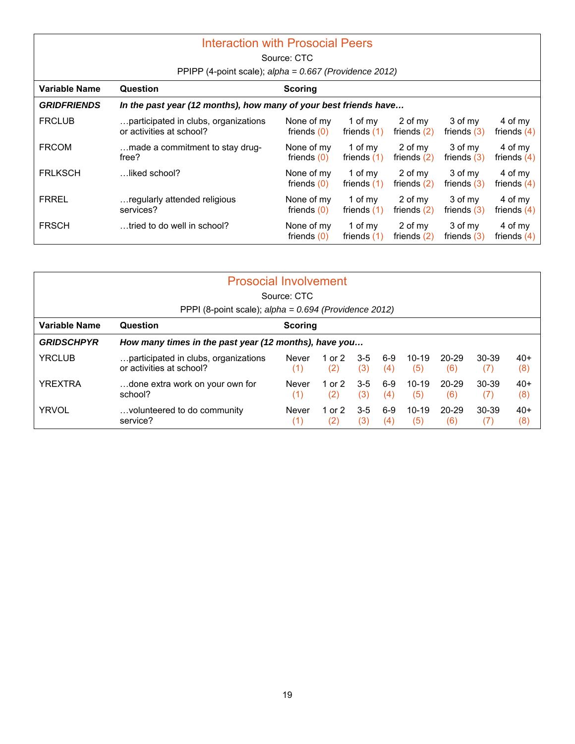## Interaction with Prosocial Peers

Source: CTC

PPIPP (4-point scale); *alpha = 0.667 (Providence 2012)*

| Variable Name | Question | Scoring | | | | |
|---|---|---|---|---|---|---|
| ***GRIDFRIENDS*** | ***In the past year (12 months), how many of your best friends have…*** | | | | | |
| FRCLUB | …participated in clubs, organizations or activities at school? | None of my friends (0) | 1 of my friends (1) | 2 of my friends (2) | 3 of my friends (3) | 4 of my friends (4) |
| FRCOM | …made a commitment to stay drug-free? | None of my friends (0) | 1 of my friends (1) | 2 of my friends (2) | 3 of my friends (3) | 4 of my friends (4) |
| FRLKSCH | …liked school? | None of my friends (0) | 1 of my friends (1) | 2 of my friends (2) | 3 of my friends (3) | 4 of my friends (4) |
| FRREL | …regularly attended religious services? | None of my friends (0) | 1 of my friends (1) | 2 of my friends (2) | 3 of my friends (3) | 4 of my friends (4) |
| FRSCH | …tried to do well in school? | None of my friends (0) | 1 of my friends (1) | 2 of my friends (2) | 3 of my friends (3) | 4 of my friends (4) |

## Prosocial Involvement

Source: CTC

PPPI (8-point scale); *alpha = 0.694 (Providence 2012)*

| Variable Name | Question | Scoring | | | | | | | |
|---|---|---|---|---|---|---|---|---|---|
| ***GRIDSCHPYR*** | ***How many times in the past year (12 months), have you…*** | | | | | | | | |
| YRCLUB | …participated in clubs, organizations or activities at school? | Never (1) | 1 or 2 (2) | 3-5 (3) | 6-9 (4) | 10-19 (5) | 20-29 (6) | 30-39 (7) | 40+ (8) |
| YREXTRA | …done extra work on your own for school? | Never (1) | 1 or 2 (2) | 3-5 (3) | 6-9 (4) | 10-19 (5) | 20-29 (6) | 30-39 (7) | 40+ (8) |
| YRVOL | …volunteered to do community service? | Never (1) | 1 or 2 (2) | 3-5 (3) | 6-9 (4) | 10-19 (5) | 20-29 (6) | 30-39 (7) | 40+ (8) |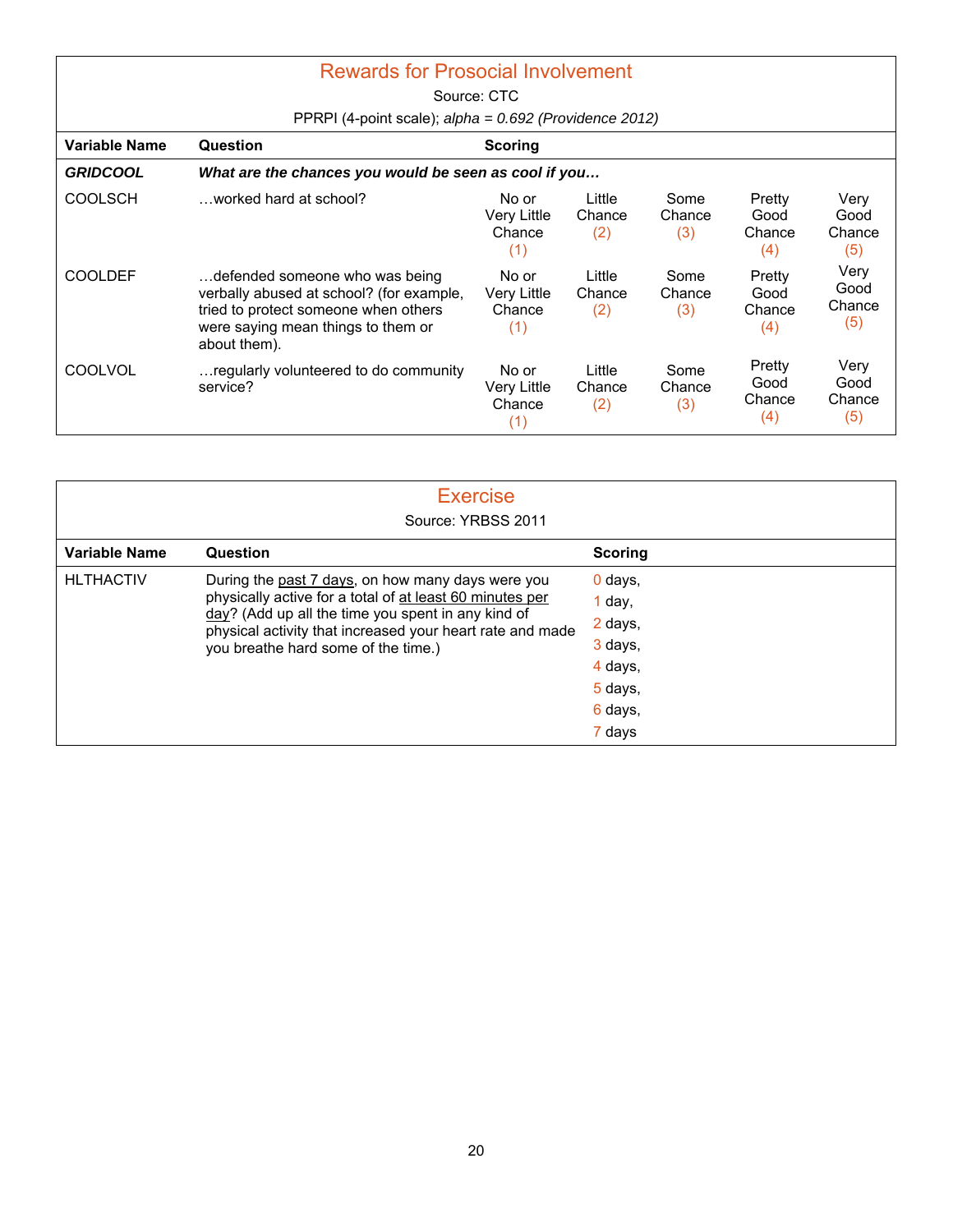## Rewards for Prosocial Involvement

Source: CTC

PPRPI (4-point scale); *alpha = 0.692 (Providence 2012)*

| Variable Name | Question | Scoring | | | | |
|---|---|---|---|---|---|---|
| ***GRIDCOOL*** | ***What are the chances you would be seen as cool if you…*** | | | | | |
| COOLSCH | …worked hard at school? | No or Very Little Chance (1) | Little Chance (2) | Some Chance (3) | Pretty Good Chance (4) | Very Good Chance (5) |
| COOLDEF | …defended someone who was being verbally abused at school? (for example, tried to protect someone when others were saying mean things to them or about them). | No or Very Little Chance (1) | Little Chance (2) | Some Chance (3) | Pretty Good Chance (4) | Very Good Chance (5) |
| COOLVOL | …regularly volunteered to do community service? | No or Very Little Chance (1) | Little Chance (2) | Some Chance (3) | Pretty Good Chance (4) | Very Good Chance (5) |

## Exercise

Source: YRBSS 2011

| Variable Name | Question | Scoring |
|---|---|---|
| HLTHACTIV | During the past 7 days, on how many days were you physically active for a total of at least 60 minutes per day? (Add up all the time you spent in any kind of physical activity that increased your heart rate and made you breathe hard some of the time.) | 0 days, 1 day, 2 days, 3 days, 4 days, 5 days, 6 days, 7 days |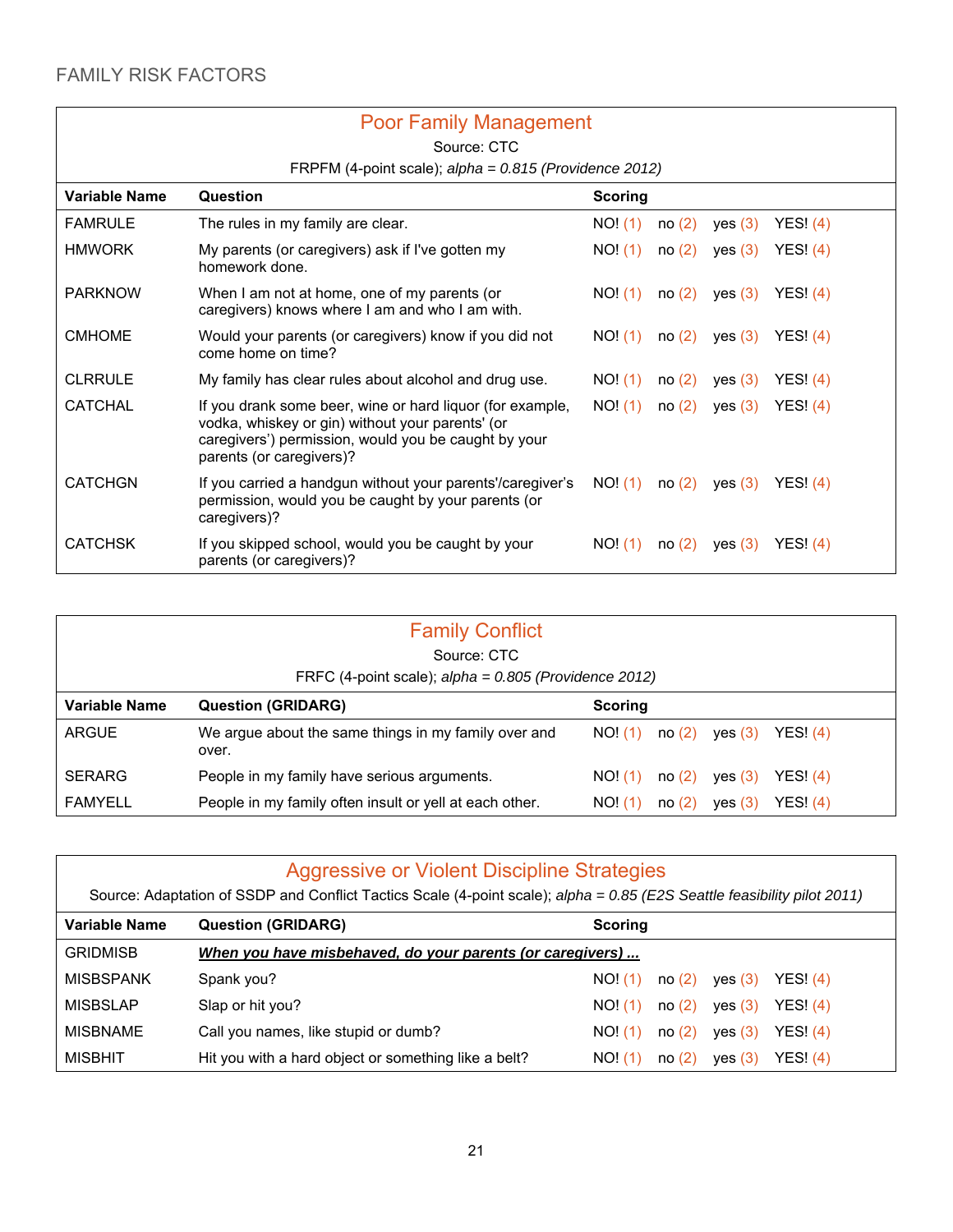## FAMILY RISK FACTORS

### Poor Family Management

Source: CTC

FRPFM (4-point scale); *alpha = 0.815 (Providence 2012)*

| Variable Name | Question | Scoring | | | |
|---|---|---|---|---|---|
| FAMRULE | The rules in my family are clear. | NO! (1) | no (2) | yes (3) | YES! (4) |
| HMWORK | My parents (or caregivers) ask if I've gotten my homework done. | NO! (1) | no (2) | yes (3) | YES! (4) |
| PARKNOW | When I am not at home, one of my parents (or caregivers) knows where I am and who I am with. | NO! (1) | no (2) | yes (3) | YES! (4) |
| CMHOME | Would your parents (or caregivers) know if you did not come home on time? | NO! (1) | no (2) | yes (3) | YES! (4) |
| CLRRULE | My family has clear rules about alcohol and drug use. | NO! (1) | no (2) | yes (3) | YES! (4) |
| CATCHAL | If you drank some beer, wine or hard liquor (for example, vodka, whiskey or gin) without your parents' (or caregivers') permission, would you be caught by your parents (or caregivers)? | NO! (1) | no (2) | yes (3) | YES! (4) |
| CATCHGN | If you carried a handgun without your parents'/caregiver's permission, would you be caught by your parents (or caregivers)? | NO! (1) | no (2) | yes (3) | YES! (4) |
| CATCHSK | If you skipped school, would you be caught by your parents (or caregivers)? | NO! (1) | no (2) | yes (3) | YES! (4) |

### Family Conflict

Source: CTC

FRFC (4-point scale); *alpha = 0.805 (Providence 2012)*

| Variable Name | Question (GRIDARG) | Scoring | | | |
|---|---|---|---|---|---|
| ARGUE | We argue about the same things in my family over and over. | NO! (1) | no (2) | yes (3) | YES! (4) |
| SERARG | People in my family have serious arguments. | NO! (1) | no (2) | yes (3) | YES! (4) |
| FAMYELL | People in my family often insult or yell at each other. | NO! (1) | no (2) | yes (3) | YES! (4) |

### Aggressive or Violent Discipline Strategies

Source: Adaptation of SSDP and Conflict Tactics Scale (4-point scale); *alpha = 0.85 (E2S Seattle feasibility pilot 2011)*

| Variable Name | Question (GRIDARG) | Scoring | | | |
|---|---|---|---|---|---|
| GRIDMISB | ***When you have misbehaved, do your parents (or caregivers) ...*** | | | | |
| MISBSPANK | Spank you? | NO! (1) | no (2) | yes (3) | YES! (4) |
| MISBSLAP | Slap or hit you? | NO! (1) | no (2) | yes (3) | YES! (4) |
| MISBNAME | Call you names, like stupid or dumb? | NO! (1) | no (2) | yes (3) | YES! (4) |
| MISBHIT | Hit you with a hard object or something like a belt? | NO! (1) | no (2) | yes (3) | YES! (4) |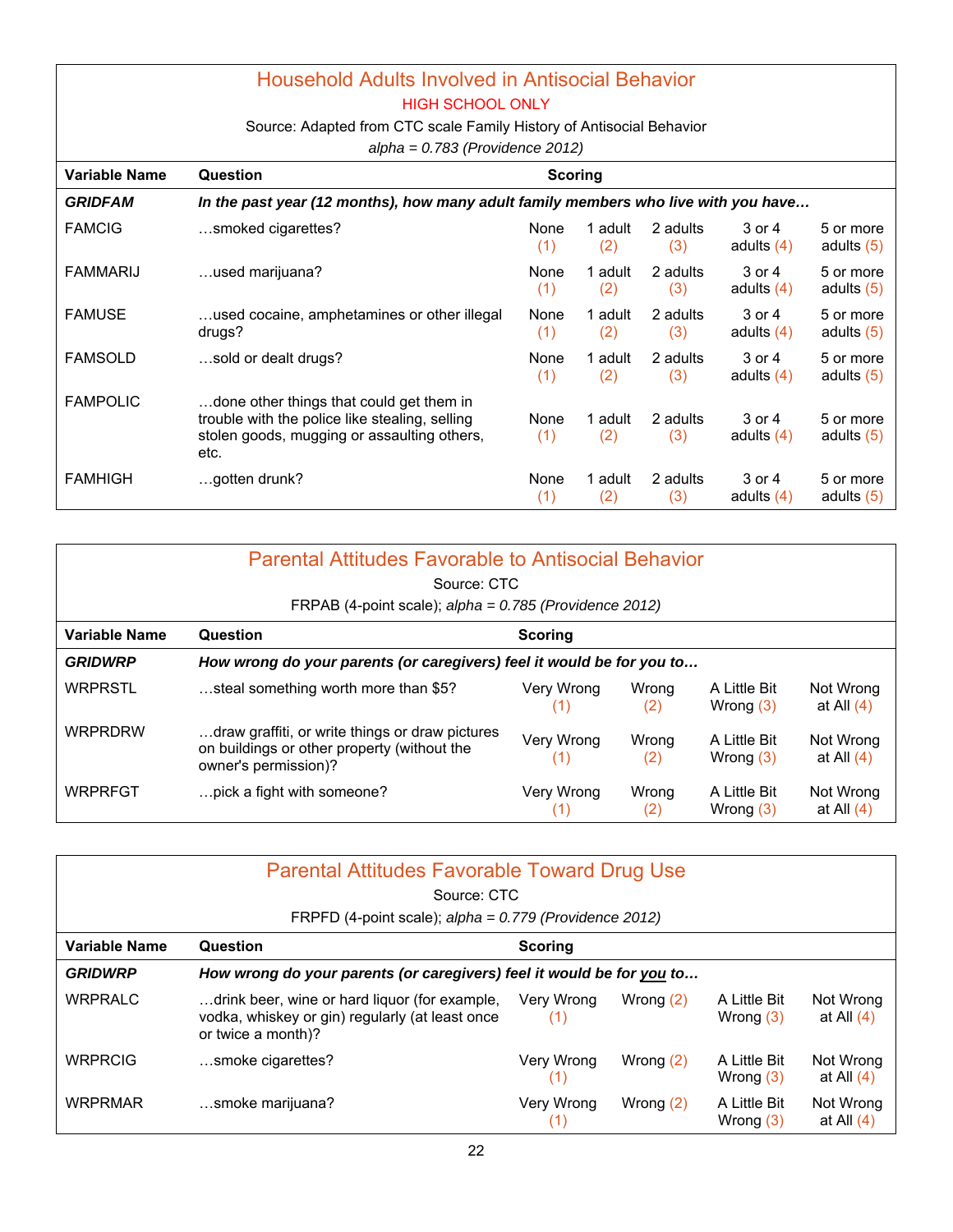## Household Adults Involved in Antisocial Behavior

HIGH SCHOOL ONLY

Source: Adapted from CTC scale Family History of Antisocial Behavior

*alpha = 0.783 (Providence 2012)*

| Variable Name | Question | Scoring | | | | |
|---|---|---|---|---|---|---|
| ***GRIDFAM*** | ***In the past year (12 months), how many adult family members who live with you have…*** | | | | | |
| FAMCIG | …smoked cigarettes? | None (1) | 1 adult (2) | 2 adults (3) | 3 or 4 adults (4) | 5 or more adults (5) |
| FAMMARIJ | …used marijuana? | None (1) | 1 adult (2) | 2 adults (3) | 3 or 4 adults (4) | 5 or more adults (5) |
| FAMUSE | …used cocaine, amphetamines or other illegal drugs? | None (1) | 1 adult (2) | 2 adults (3) | 3 or 4 adults (4) | 5 or more adults (5) |
| FAMSOLD | …sold or dealt drugs? | None (1) | 1 adult (2) | 2 adults (3) | 3 or 4 adults (4) | 5 or more adults (5) |
| FAMPOLIC | …done other things that could get them in trouble with the police like stealing, selling stolen goods, mugging or assaulting others, etc. | None (1) | 1 adult (2) | 2 adults (3) | 3 or 4 adults (4) | 5 or more adults (5) |
| FAMHIGH | …gotten drunk? | None (1) | 1 adult (2) | 2 adults (3) | 3 or 4 adults (4) | 5 or more adults (5) |

## Parental Attitudes Favorable to Antisocial Behavior

Source: CTC

FRPAB (4-point scale); *alpha = 0.785 (Providence 2012)*

| Variable Name | Question | Scoring | | | |
|---|---|---|---|---|---|
| ***GRIDWRP*** | ***How wrong do your parents (or caregivers) feel it would be for you to…*** | | | | |
| WRPRSTL | …steal something worth more than $5? | Very Wrong (1) | Wrong (2) | A Little Bit Wrong (3) | Not Wrong at All (4) |
| WRPRDRW | …draw graffiti, or write things or draw pictures on buildings or other property (without the owner's permission)? | Very Wrong (1) | Wrong (2) | A Little Bit Wrong (3) | Not Wrong at All (4) |
| WRPRFGT | …pick a fight with someone? | Very Wrong (1) | Wrong (2) | A Little Bit Wrong (3) | Not Wrong at All (4) |

## Parental Attitudes Favorable Toward Drug Use

Source: CTC

FRPFD (4-point scale); *alpha = 0.779 (Providence 2012)*

| Variable Name | Question | Scoring | | | |
|---|---|---|---|---|---|
| ***GRIDWRP*** | ***How wrong do your parents (or caregivers) feel it would be for <u>you</u> to…*** | | | | |
| WRPRALC | …drink beer, wine or hard liquor (for example, vodka, whiskey or gin) regularly (at least once or twice a month)? | Very Wrong (1) | Wrong (2) | A Little Bit Wrong (3) | Not Wrong at All (4) |
| WRPRCIG | …smoke cigarettes? | Very Wrong (1) | Wrong (2) | A Little Bit Wrong (3) | Not Wrong at All (4) |
| WRPRMAR | …smoke marijuana? | Very Wrong (1) | Wrong (2) | A Little Bit Wrong (3) | Not Wrong at All (4) |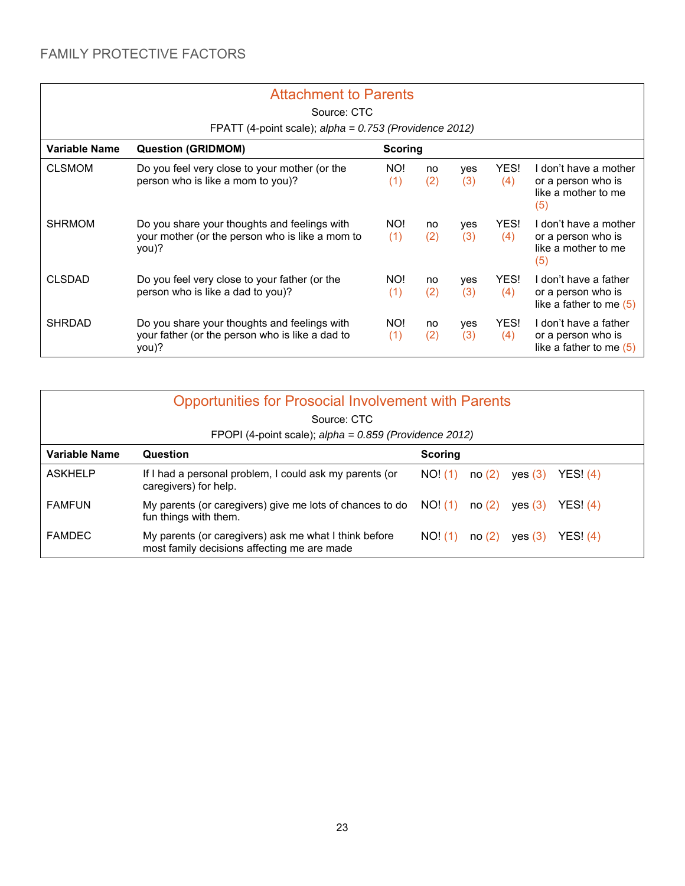# FAMILY PROTECTIVE FACTORS

## Attachment to Parents

Source: CTC

FPATT (4-point scale); *alpha = 0.753 (Providence 2012)*

| Variable Name | Question (GRIDMOM) | Scoring | | | | |
|---|---|---|---|---|---|---|
| CLSMOM | Do you feel very close to your mother (or the person who is like a mom to you)? | NO! (1) | no (2) | yes (3) | YES! (4) | I don't have a mother or a person who is like a mother to me (5) |
| SHRMOM | Do you share your thoughts and feelings with your mother (or the person who is like a mom to you)? | NO! (1) | no (2) | yes (3) | YES! (4) | I don't have a mother or a person who is like a mother to me (5) |
| CLSDAD | Do you feel very close to your father (or the person who is like a dad to you)? | NO! (1) | no (2) | yes (3) | YES! (4) | I don't have a father or a person who is like a father to me (5) |
| SHRDAD | Do you share your thoughts and feelings with your father (or the person who is like a dad to you)? | NO! (1) | no (2) | yes (3) | YES! (4) | I don't have a father or a person who is like a father to me (5) |

## Opportunities for Prosocial Involvement with Parents

Source: CTC

FPOPI (4-point scale); *alpha = 0.859 (Providence 2012)*

| Variable Name | Question | Scoring | | | |
|---|---|---|---|---|---|
| ASKHELP | If I had a personal problem, I could ask my parents (or caregivers) for help. | NO! (1) | no (2) | yes (3) | YES! (4) |
| FAMFUN | My parents (or caregivers) give me lots of chances to do fun things with them. | NO! (1) | no (2) | yes (3) | YES! (4) |
| FAMDEC | My parents (or caregivers) ask me what I think before most family decisions affecting me are made | NO! (1) | no (2) | yes (3) | YES! (4) |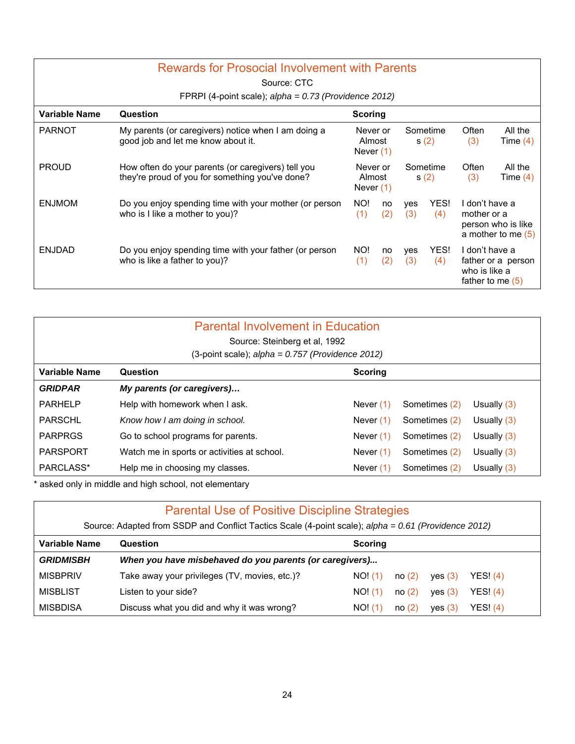## Rewards for Prosocial Involvement with Parents

Source: CTC

FPRPI (4-point scale); *alpha = 0.73 (Providence 2012)*

| Variable Name | Question | Scoring | | | | |
|---|---|---|---|---|---|---|
| PARNOT | My parents (or caregivers) notice when I am doing a good job and let me know about it. | Never or Almost Never (1) | Sometimes (2) | Often (3) | All the Time (4) | |
| PROUD | How often do your parents (or caregivers) tell you they're proud of you for something you've done? | Never or Almost Never (1) | Sometimes (2) | Often (3) | All the Time (4) | |
| ENJMOM | Do you enjoy spending time with your mother (or person who is I like a mother to you)? | NO! (1) | no (2) | yes (3) | YES! (4) | I don't have a mother or a person who is like a mother to me (5) |
| ENJDAD | Do you enjoy spending time with your father (or person who is like a father to you)? | NO! (1) | no (2) | yes (3) | YES! (4) | I don't have a father or a person who is like a father to me (5) |

## Parental Involvement in Education

Source: Steinberg et al, 1992

(3-point scale); *alpha = 0.757 (Providence 2012)*

| Variable Name | Question | Scoring | | |
|---|---|---|---|---|
| ***GRIDPAR*** | ***My parents (or caregivers)…*** | | | |
| PARHELP | Help with homework when I ask. | Never (1) | Sometimes (2) | Usually (3) |
| PARSCHL | *Know how I am doing in school.* | Never (1) | Sometimes (2) | Usually (3) |
| PARPRGS | Go to school programs for parents. | Never (1) | Sometimes (2) | Usually (3) |
| PARSPORT | Watch me in sports or activities at school. | Never (1) | Sometimes (2) | Usually (3) |
| PARCLASS* | Help me in choosing my classes. | Never (1) | Sometimes (2) | Usually (3) |

* asked only in middle and high school, not elementary

## Parental Use of Positive Discipline Strategies

Source: Adapted from SSDP and Conflict Tactics Scale (4-point scale); *alpha = 0.61 (Providence 2012)*

| Variable Name | Question | Scoring | | | |
|---|---|---|---|---|---|
| ***GRIDMISBH*** | ***When you have misbehaved do you parents (or caregivers)...*** | | | | |
| MISBPRIV | Take away your privileges (TV, movies, etc.)? | NO! (1) | no (2) | yes (3) | YES! (4) |
| MISBLIST | Listen to your side? | NO! (1) | no (2) | yes (3) | YES! (4) |
| MISBDISA | Discuss what you did and why it was wrong? | NO! (1) | no (2) | yes (3) | YES! (4) |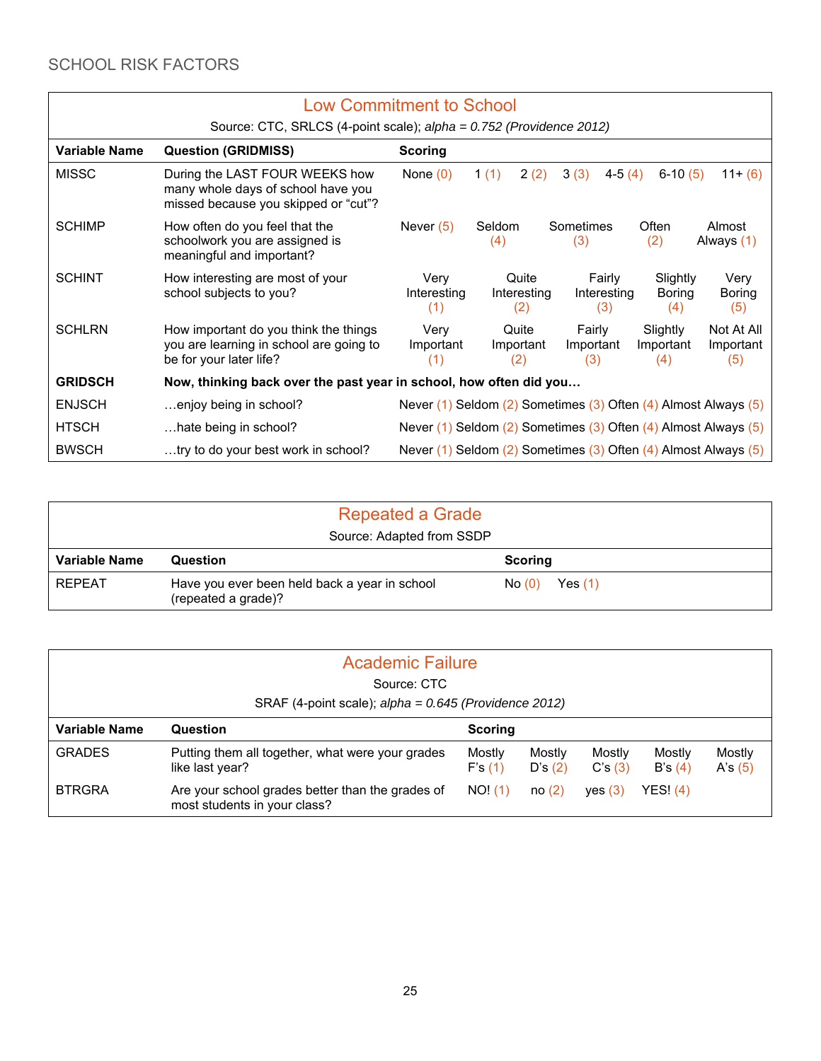## SCHOOL RISK FACTORS

### Low Commitment to School

Source: CTC, SRLCS (4-point scale); *alpha = 0.752 (Providence 2012)*

| Variable Name | Question (GRIDMISS) | Scoring | | | | | | |
|---|---|---|---|---|---|---|---|---|
| MISSC | During the LAST FOUR WEEKS how many whole days of school have you missed because you skipped or "cut"? | None (0) | 1 (1) | 2 (2) | 3 (3) | 4-5 (4) | 6-10 (5) | 11+ (6) |
| SCHIMP | How often do you feel that the schoolwork you are assigned is meaningful and important? | Never (5) | Seldom (4) | Sometimes (3) | Often (2) | Almost Always (1) | | |
| SCHINT | How interesting are most of your school subjects to you? | Very Interesting (1) | Quite Interesting (2) | Fairly Interesting (3) | Slightly Boring (4) | Very Boring (5) | | |
| SCHLRN | How important do you think the things you are learning in school are going to be for your later life? | Very Important (1) | Quite Important (2) | Fairly Important (3) | Slightly Important (4) | Not At All Important (5) | | |
| **GRIDSCH** | **Now, thinking back over the past year in school, how often did you…** | | | | | | | |
| ENJSCH | …enjoy being in school? | Never (1) | Seldom (2) | Sometimes (3) | Often (4) | Almost Always (5) | | |
| HTSCH | …hate being in school? | Never (1) | Seldom (2) | Sometimes (3) | Often (4) | Almost Always (5) | | |
| BWSCH | …try to do your best work in school? | Never (1) | Seldom (2) | Sometimes (3) | Often (4) | Almost Always (5) | | |

### Repeated a Grade

Source: Adapted from SSDP

| Variable Name | Question | Scoring | |
|---|---|---|---|
| REPEAT | Have you ever been held back a year in school (repeated a grade)? | No (0) | Yes (1) |

### Academic Failure

Source: CTC

SRAF (4-point scale); *alpha = 0.645 (Providence 2012)*

| Variable Name | Question | Scoring | | | | |
|---|---|---|---|---|---|---|
| GRADES | Putting them all together, what were your grades like last year? | Mostly F's (1) | Mostly D's (2) | Mostly C's (3) | Mostly B's (4) | Mostly A's (5) |
| BTRGRA | Are your school grades better than the grades of most students in your class? | NO! (1) | no (2) | yes (3) | YES! (4) | |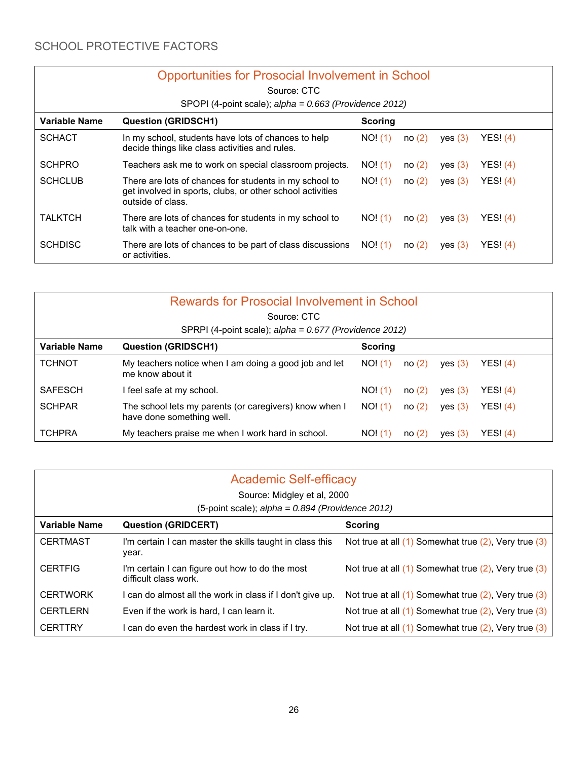## SCHOOL PROTECTIVE FACTORS

### Opportunities for Prosocial Involvement in School

Source: CTC

SPOPI (4-point scale); *alpha = 0.663 (Providence 2012)*

| Variable Name | Question (GRIDSCH1) | Scoring | | | |
|---|---|---|---|---|---|
| SCHACT | In my school, students have lots of chances to help decide things like class activities and rules. | NO! (1) | no (2) | yes (3) | YES! (4) |
| SCHPRO | Teachers ask me to work on special classroom projects. | NO! (1) | no (2) | yes (3) | YES! (4) |
| SCHCLUB | There are lots of chances for students in my school to get involved in sports, clubs, or other school activities outside of class. | NO! (1) | no (2) | yes (3) | YES! (4) |
| TALKTCH | There are lots of chances for students in my school to talk with a teacher one-on-one. | NO! (1) | no (2) | yes (3) | YES! (4) |
| SCHDISC | There are lots of chances to be part of class discussions or activities. | NO! (1) | no (2) | yes (3) | YES! (4) |

### Rewards for Prosocial Involvement in School

Source: CTC

SPRPI (4-point scale); *alpha = 0.677 (Providence 2012)*

| Variable Name | Question (GRIDSCH1) | Scoring | | | |
|---|---|---|---|---|---|
| TCHNOT | My teachers notice when I am doing a good job and let me know about it | NO! (1) | no (2) | yes (3) | YES! (4) |
| SAFESCH | I feel safe at my school. | NO! (1) | no (2) | yes (3) | YES! (4) |
| SCHPAR | The school lets my parents (or caregivers) know when I have done something well. | NO! (1) | no (2) | yes (3) | YES! (4) |
| TCHPRA | My teachers praise me when I work hard in school. | NO! (1) | no (2) | yes (3) | YES! (4) |

### Academic Self-efficacy

Source: Midgley et al, 2000

(5-point scale); *alpha = 0.894 (Providence 2012)*

| Variable Name | Question (GRIDCERT) | Scoring |
|---|---|---|
| CERTMAST | I'm certain I can master the skills taught in class this year. | Not true at all (1) Somewhat true (2), Very true (3) |
| CERTFIG | I'm certain I can figure out how to do the most difficult class work. | Not true at all (1) Somewhat true (2), Very true (3) |
| CERTWORK | I can do almost all the work in class if I don't give up. | Not true at all (1) Somewhat true (2), Very true (3) |
| CERTLERN | Even if the work is hard, I can learn it. | Not true at all (1) Somewhat true (2), Very true (3) |
| CERTTRY | I can do even the hardest work in class if I try. | Not true at all (1) Somewhat true (2), Very true (3) |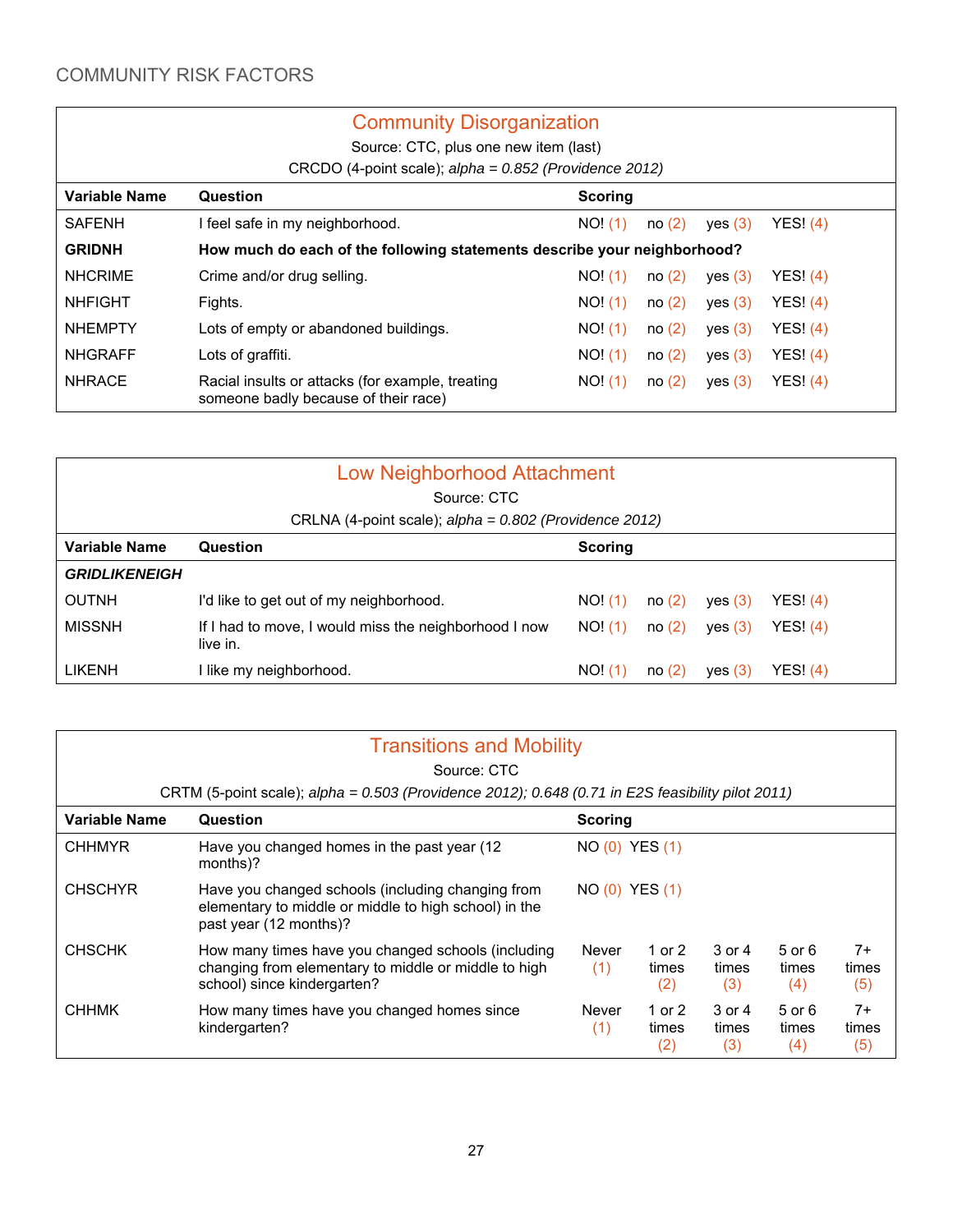## COMMUNITY RISK FACTORS

### Community Disorganization

Source: CTC, plus one new item (last)

CRCDO (4-point scale); *alpha = 0.852 (Providence 2012)*

| Variable Name | Question | Scoring | | | |
|---|---|---|---|---|---|
| SAFENH | I feel safe in my neighborhood. | NO! (1) | no (2) | yes (3) | YES! (4) |
| **GRIDNH** | **How much do each of the following statements describe your neighborhood?** | | | | |
| NHCRIME | Crime and/or drug selling. | NO! (1) | no (2) | yes (3) | YES! (4) |
| NHFIGHT | Fights. | NO! (1) | no (2) | yes (3) | YES! (4) |
| NHEMPTY | Lots of empty or abandoned buildings. | NO! (1) | no (2) | yes (3) | YES! (4) |
| NHGRAFF | Lots of graffiti. | NO! (1) | no (2) | yes (3) | YES! (4) |
| NHRACE | Racial insults or attacks (for example, treating someone badly because of their race) | NO! (1) | no (2) | yes (3) | YES! (4) |

### Low Neighborhood Attachment

Source: CTC

CRLNA (4-point scale); *alpha = 0.802 (Providence 2012)*

| Variable Name | Question | Scoring | | | |
|---|---|---|---|---|---|
| ***GRIDLIKENEIGH*** | | | | | |
| OUTNH | I'd like to get out of my neighborhood. | NO! (1) | no (2) | yes (3) | YES! (4) |
| MISSNH | If I had to move, I would miss the neighborhood I now live in. | NO! (1) | no (2) | yes (3) | YES! (4) |
| LIKENH | I like my neighborhood. | NO! (1) | no (2) | yes (3) | YES! (4) |

### Transitions and Mobility

Source: CTC

CRTM (5-point scale); *alpha = 0.503 (Providence 2012); 0.648 (0.71 in E2S feasibility pilot 2011)*

| Variable Name | Question | Scoring | | | | |
|---|---|---|---|---|---|---|
| CHHMYR | Have you changed homes in the past year (12 months)? | NO (0) YES (1) | | | | |
| CHSCHYR | Have you changed schools (including changing from elementary to middle or middle to high school) in the past year (12 months)? | NO (0) YES (1) | | | | |
| CHSCHK | How many times have you changed schools (including changing from elementary to middle or middle to high school) since kindergarten? | Never (1) | 1 or 2 times (2) | 3 or 4 times (3) | 5 or 6 times (4) | 7+ times (5) |
| CHHMK | How many times have you changed homes since kindergarten? | Never (1) | 1 or 2 times (2) | 3 or 4 times (3) | 5 or 6 times (4) | 7+ times (5) |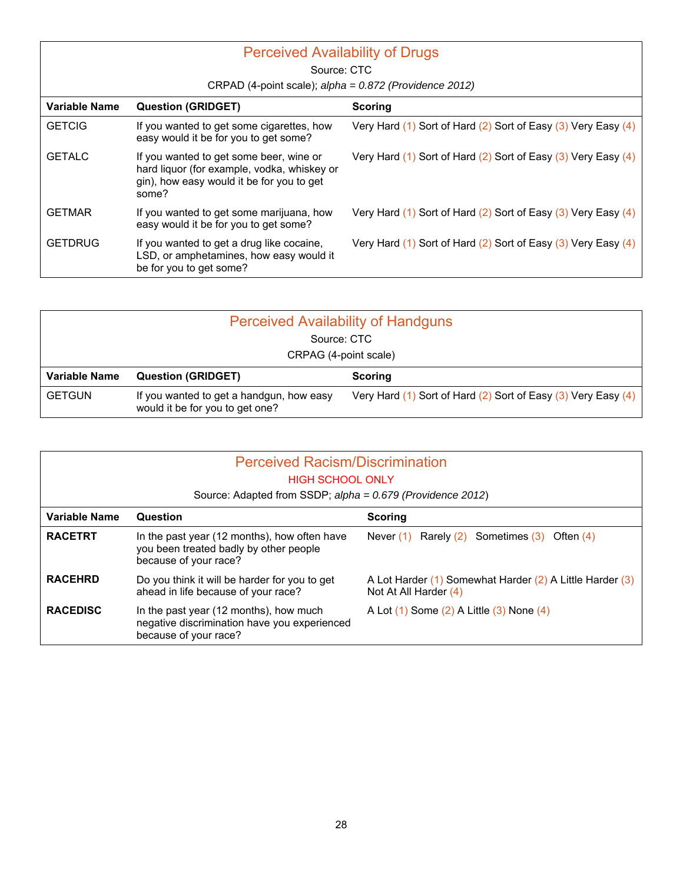## Perceived Availability of Drugs

Source: CTC

CRPAD (4-point scale); *alpha = 0.872 (Providence 2012)*

| Variable Name | Question (GRIDGET) | Scoring |
|---|---|---|
| GETCIG | If you wanted to get some cigarettes, how easy would it be for you to get some? | Very Hard (1) Sort of Hard (2) Sort of Easy (3) Very Easy (4) |
| GETALC | If you wanted to get some beer, wine or hard liquor (for example, vodka, whiskey or gin), how easy would it be for you to get some? | Very Hard (1) Sort of Hard (2) Sort of Easy (3) Very Easy (4) |
| GETMAR | If you wanted to get some marijuana, how easy would it be for you to get some? | Very Hard (1) Sort of Hard (2) Sort of Easy (3) Very Easy (4) |
| GETDRUG | If you wanted to get a drug like cocaine, LSD, or amphetamines, how easy would it be for you to get some? | Very Hard (1) Sort of Hard (2) Sort of Easy (3) Very Easy (4) |

## Perceived Availability of Handguns

Source: CTC

CRPAG (4-point scale)

| Variable Name | Question (GRIDGET) | Scoring |
|---|---|---|
| GETGUN | If you wanted to get a handgun, how easy would it be for you to get one? | Very Hard (1) Sort of Hard (2) Sort of Easy (3) Very Easy (4) |

## Perceived Racism/Discrimination

HIGH SCHOOL ONLY

Source: Adapted from SSDP; *alpha = 0.679 (Providence 2012)*

| Variable Name | Question | Scoring |
|---|---|---|
| **RACETRT** | In the past year (12 months), how often have you been treated badly by other people because of your race? | Never (1) Rarely (2) Sometimes (3) Often (4) |
| **RACEHRD** | Do you think it will be harder for you to get ahead in life because of your race? | A Lot Harder (1) Somewhat Harder (2) A Little Harder (3) Not At All Harder (4) |
| **RACEDISC** | In the past year (12 months), how much negative discrimination have you experienced because of your race? | A Lot (1) Some (2) A Little (3) None (4) |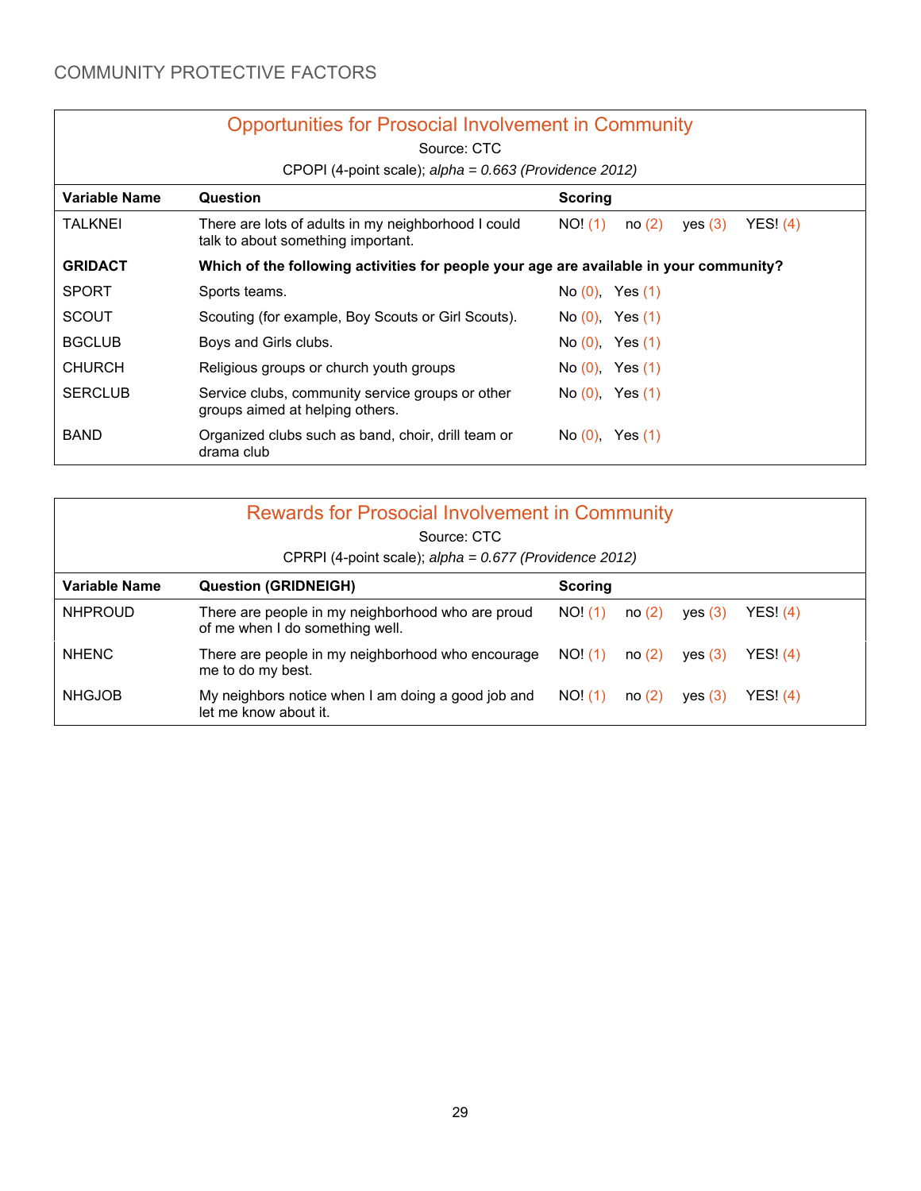## COMMUNITY PROTECTIVE FACTORS

### Opportunities for Prosocial Involvement in Community

Source: CTC

CPOPI (4-point scale); *alpha = 0.663 (Providence 2012)*

| Variable Name | Question | Scoring |
|---|---|---|
| TALKNEI | There are lots of adults in my neighborhood I could talk to about something important. | NO! (1) no (2) yes (3) YES! (4) |
| **GRIDACT** | **Which of the following activities for people your age are available in your community?** | |
| SPORT | Sports teams. | No (0), Yes (1) |
| SCOUT | Scouting (for example, Boy Scouts or Girl Scouts). | No (0), Yes (1) |
| BGCLUB | Boys and Girls clubs. | No (0), Yes (1) |
| CHURCH | Religious groups or church youth groups | No (0), Yes (1) |
| SERCLUB | Service clubs, community service groups or other groups aimed at helping others. | No (0), Yes (1) |
| BAND | Organized clubs such as band, choir, drill team or drama club | No (0), Yes (1) |

### Rewards for Prosocial Involvement in Community

Source: CTC

CPRPI (4-point scale); *alpha = 0.677 (Providence 2012)*

| Variable Name | Question (GRIDNEIGH) | Scoring |
|---|---|---|
| NHPROUD | There are people in my neighborhood who are proud of me when I do something well. | NO! (1) no (2) yes (3) YES! (4) |
| NHENC | There are people in my neighborhood who encourage me to do my best. | NO! (1) no (2) yes (3) YES! (4) |
| NHGJOB | My neighbors notice when I am doing a good job and let me know about it. | NO! (1) no (2) yes (3) YES! (4) |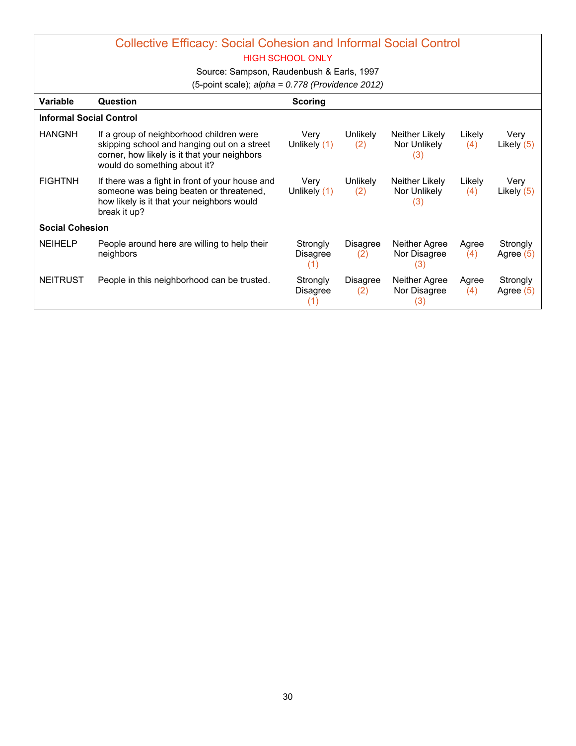## Collective Efficacy: Social Cohesion and Informal Social Control

HIGH SCHOOL ONLY

Source: Sampson, Raudenbush & Earls, 1997

(5-point scale); *alpha = 0.778 (Providence 2012)*

| Variable | Question | Scoring | | | | |
|---|---|---|---|---|---|---|
| **Informal Social Control** | | | | | | |
| HANGNH | If a group of neighborhood children were skipping school and hanging out on a street corner, how likely is it that your neighbors would do something about it? | Very Unlikely (1) | Unlikely (2) | Neither Likely Nor Unlikely (3) | Likely (4) | Very Likely (5) |
| FIGHTNH | If there was a fight in front of your house and someone was being beaten or threatened, how likely is it that your neighbors would break it up? | Very Unlikely (1) | Unlikely (2) | Neither Likely Nor Unlikely (3) | Likely (4) | Very Likely (5) |
| **Social Cohesion** | | | | | | |
| NEIHELP | People around here are willing to help their neighbors | Strongly Disagree (1) | Disagree (2) | Neither Agree Nor Disagree (3) | Agree (4) | Strongly Agree (5) |
| NEITRUST | People in this neighborhood can be trusted. | Strongly Disagree (1) | Disagree (2) | Neither Agree Nor Disagree (3) | Agree (4) | Strongly Agree (5) |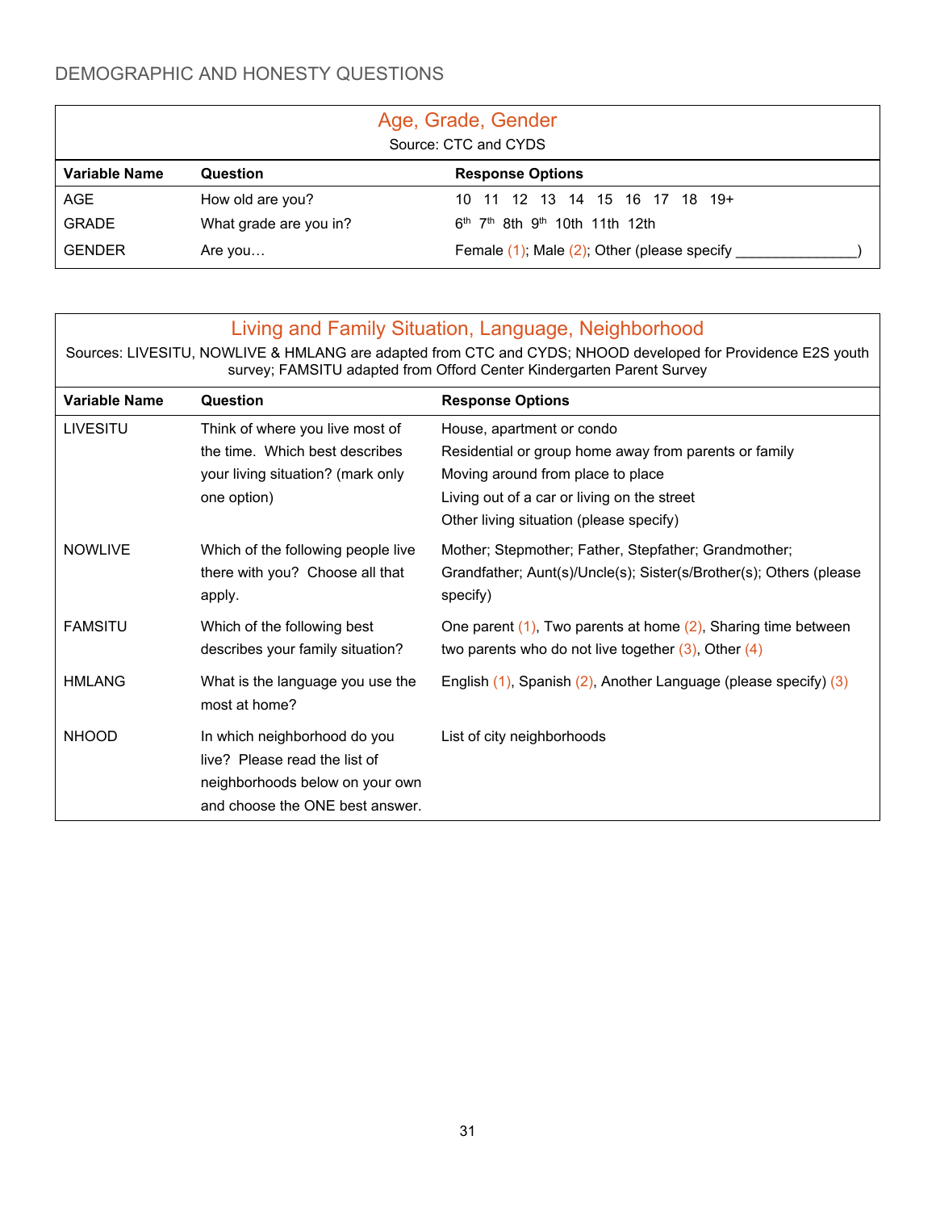## DEMOGRAPHIC AND HONESTY QUESTIONS

### Age, Grade, Gender

Source: CTC and CYDS

| Variable Name | Question | Response Options |
|---|---|---|
| AGE | How old are you? | 10 11 12 13 14 15 16 17 18 19+ |
| GRADE | What grade are you in? | 6th 7th 8th 9th 10th 11th 12th |
| GENDER | Are you… | Female (1); Male (2); Other (please specify _______________) |

### Living and Family Situation, Language, Neighborhood

Sources: LIVESITU, NOWLIVE & HMLANG are adapted from CTC and CYDS; NHOOD developed for Providence E2S youth survey; FAMSITU adapted from Offord Center Kindergarten Parent Survey

| Variable Name | Question | Response Options |
|---|---|---|
| LIVESITU | Think of where you live most of the time. Which best describes your living situation? (mark only one option) | House, apartment or condo<br>Residential or group home away from parents or family<br>Moving around from place to place<br>Living out of a car or living on the street<br>Other living situation (please specify) |
| NOWLIVE | Which of the following people live there with you? Choose all that apply. | Mother; Stepmother; Father, Stepfather; Grandmother; Grandfather; Aunt(s)/Uncle(s); Sister(s/Brother(s); Others (please specify) |
| FAMSITU | Which of the following best describes your family situation? | One parent (1), Two parents at home (2), Sharing time between two parents who do not live together (3), Other (4) |
| HMLANG | What is the language you use the most at home? | English (1), Spanish (2), Another Language (please specify) (3) |
| NHOOD | In which neighborhood do you live? Please read the list of neighborhoods below on your own and choose the ONE best answer. | List of city neighborhoods |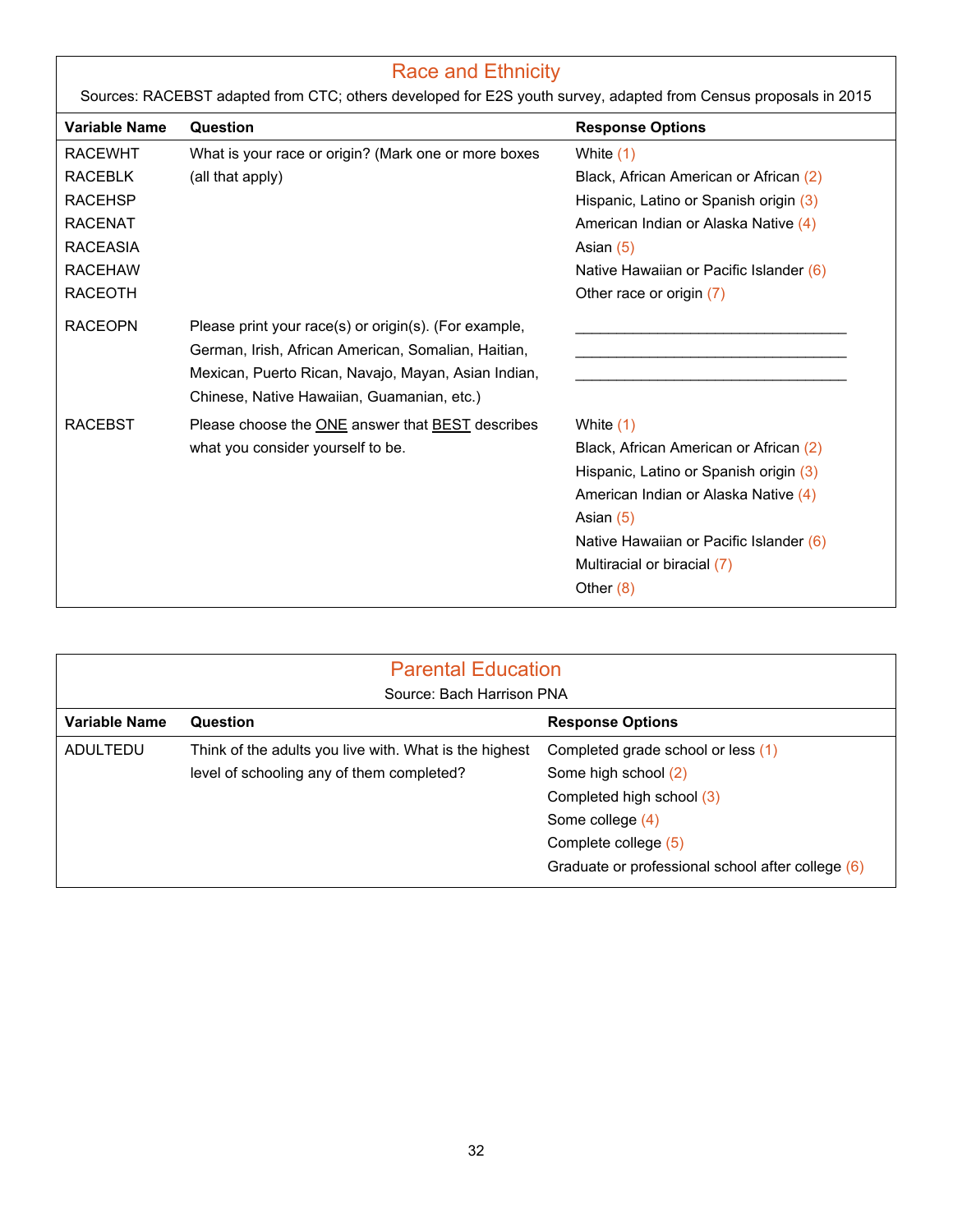## Race and Ethnicity

Sources: RACEBST adapted from CTC; others developed for E2S youth survey, adapted from Census proposals in 2015

| Variable Name | Question | Response Options |
|---|---|---|
| RACEWHT<br>RACEBLK<br>RACEHSP<br>RACENAT<br>RACEASIA<br>RACEHAW<br>RACEOTH | What is your race or origin? (Mark one or more boxes (all that apply) | White (1)<br>Black, African American or African (2)<br>Hispanic, Latino or Spanish origin (3)<br>American Indian or Alaska Native (4)<br>Asian (5)<br>Native Hawaiian or Pacific Islander (6)<br>Other race or origin (7) |
| RACEOPN | Please print your race(s) or origin(s). (For example, German, Irish, African American, Somalian, Haitian, Mexican, Puerto Rican, Navajo, Mayan, Asian Indian, Chinese, Native Hawaiian, Guamanian, etc.) | ______________________________<br>______________________________<br>______________________________ |
| RACEBST | Please choose the ONE answer that BEST describes what you consider yourself to be. | White (1)<br>Black, African American or African (2)<br>Hispanic, Latino or Spanish origin (3)<br>American Indian or Alaska Native (4)<br>Asian (5)<br>Native Hawaiian or Pacific Islander (6)<br>Multiracial or biracial (7)<br>Other (8) |

## Parental Education

Source: Bach Harrison PNA

| Variable Name | Question | Response Options |
|---|---|---|
| ADULTEDU | Think of the adults you live with. What is the highest level of schooling any of them completed? | Completed grade school or less (1)<br>Some high school (2)<br>Completed high school (3)<br>Some college (4)<br>Complete college (5)<br>Graduate or professional school after college (6) |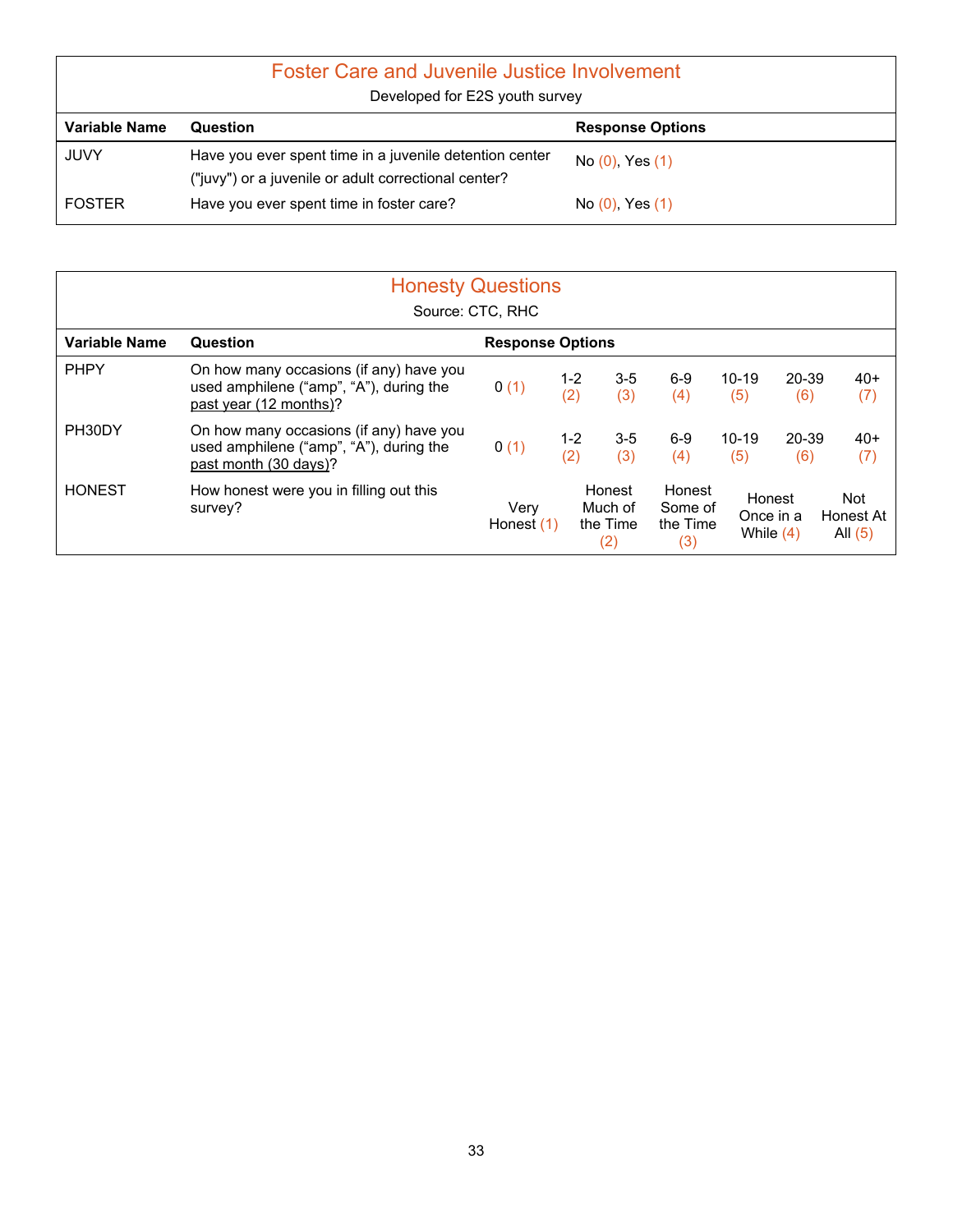## Foster Care and Juvenile Justice Involvement

Developed for E2S youth survey

| Variable Name | Question | Response Options |
|---|---|---|
| JUVY | Have you ever spent time in a juvenile detention center ("juvy") or a juvenile or adult correctional center? | No (0), Yes (1) |
| FOSTER | Have you ever spent time in foster care? | No (0), Yes (1) |

## Honesty Questions

Source: CTC, RHC

| Variable Name | Question | Response Options | | | | | | |
|---|---|---|---|---|---|---|---|---|
| PHPY | On how many occasions (if any) have you used amphilene ("amp", "A"), during the past year (12 months)? | 0 (1) | 1-2 (2) | 3-5 (3) | 6-9 (4) | 10-19 (5) | 20-39 (6) | 40+ (7) |
| PH30DY | On how many occasions (if any) have you used amphilene ("amp", "A"), during the past month (30 days)? | 0 (1) | 1-2 (2) | 3-5 (3) | 6-9 (4) | 10-19 (5) | 20-39 (6) | 40+ (7) |
| HONEST | How honest were you in filling out this survey? | Very Honest (1) | Honest Much of the Time (2) | Honest Some of the Time (3) | Honest Once in a While (4) | Not Honest At All (5) | | |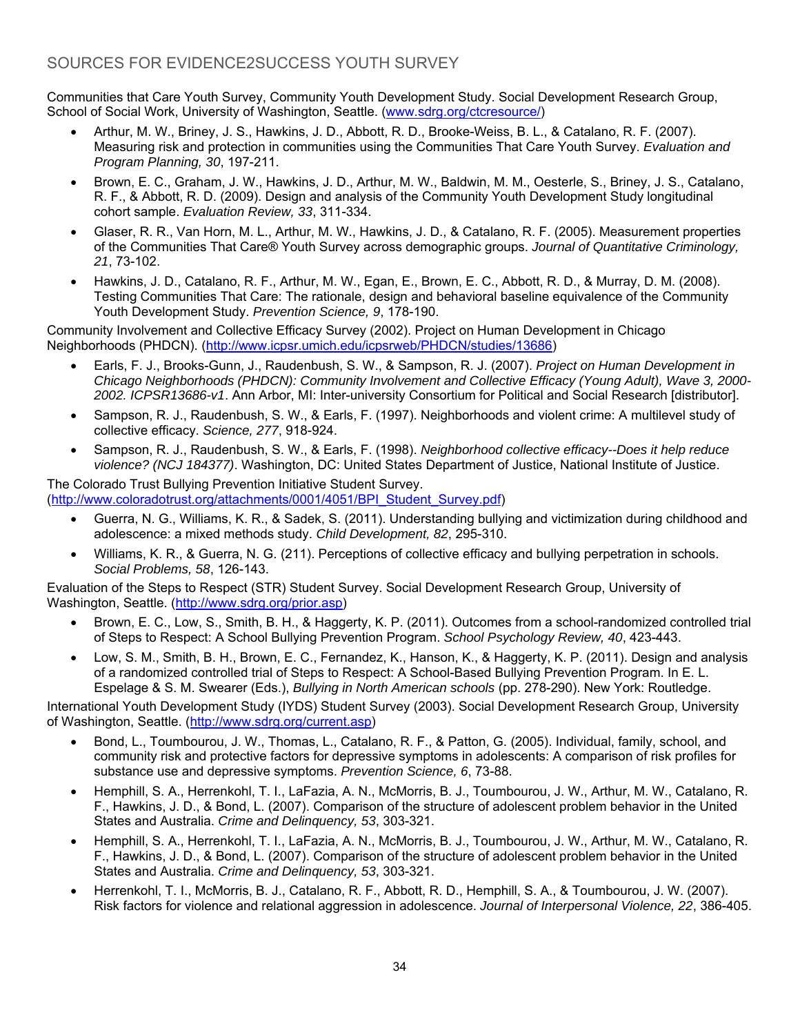## SOURCES FOR EVIDENCE2SUCCESS YOUTH SURVEY

Communities that Care Youth Survey, Community Youth Development Study. Social Development Research Group, School of Social Work, University of Washington, Seattle. (www.sdrg.org/ctcresource/)

- Arthur, M. W., Briney, J. S., Hawkins, J. D., Abbott, R. D., Brooke-Weiss, B. L., & Catalano, R. F. (2007). Measuring risk and protection in communities using the Communities That Care Youth Survey. *Evaluation and Program Planning, 30*, 197-211.
- Brown, E. C., Graham, J. W., Hawkins, J. D., Arthur, M. W., Baldwin, M. M., Oesterle, S., Briney, J. S., Catalano, R. F., & Abbott, R. D. (2009). Design and analysis of the Community Youth Development Study longitudinal cohort sample. *Evaluation Review, 33*, 311-334.
- Glaser, R. R., Van Horn, M. L., Arthur, M. W., Hawkins, J. D., & Catalano, R. F. (2005). Measurement properties of the Communities That Care® Youth Survey across demographic groups. *Journal of Quantitative Criminology, 21*, 73-102.
- Hawkins, J. D., Catalano, R. F., Arthur, M. W., Egan, E., Brown, E. C., Abbott, R. D., & Murray, D. M. (2008). Testing Communities That Care: The rationale, design and behavioral baseline equivalence of the Community Youth Development Study. *Prevention Science, 9*, 178-190.

Community Involvement and Collective Efficacy Survey (2002). Project on Human Development in Chicago Neighborhoods (PHDCN). (http://www.icpsr.umich.edu/icpsrweb/PHDCN/studies/13686)

- Earls, F. J., Brooks-Gunn, J., Raudenbush, S. W., & Sampson, R. J. (2007). *Project on Human Development in Chicago Neighborhoods (PHDCN): Community Involvement and Collective Efficacy (Young Adult), Wave 3, 2000-2002. ICPSR13686-v1*. Ann Arbor, MI: Inter-university Consortium for Political and Social Research [distributor].
- Sampson, R. J., Raudenbush, S. W., & Earls, F. (1997). Neighborhoods and violent crime: A multilevel study of collective efficacy. *Science, 277*, 918-924.
- Sampson, R. J., Raudenbush, S. W., & Earls, F. (1998). *Neighborhood collective efficacy--Does it help reduce violence? (NCJ 184377)*. Washington, DC: United States Department of Justice, National Institute of Justice.

The Colorado Trust Bullying Prevention Initiative Student Survey. (http://www.coloradotrust.org/attachments/0001/4051/BPI_Student_Survey.pdf)

- Guerra, N. G., Williams, K. R., & Sadek, S. (2011). Understanding bullying and victimization during childhood and adolescence: a mixed methods study. *Child Development, 82*, 295-310.
- Williams, K. R., & Guerra, N. G. (211). Perceptions of collective efficacy and bullying perpetration in schools. *Social Problems, 58*, 126-143.

Evaluation of the Steps to Respect (STR) Student Survey. Social Development Research Group, University of Washington, Seattle. (http://www.sdrg.org/prior.asp)

- Brown, E. C., Low, S., Smith, B. H., & Haggerty, K. P. (2011). Outcomes from a school-randomized controlled trial of Steps to Respect: A School Bullying Prevention Program. *School Psychology Review, 40*, 423-443.
- Low, S. M., Smith, B. H., Brown, E. C., Fernandez, K., Hanson, K., & Haggerty, K. P. (2011). Design and analysis of a randomized controlled trial of Steps to Respect: A School-Based Bullying Prevention Program. In E. L. Espelage & S. M. Swearer (Eds.), *Bullying in North American schools* (pp. 278-290). New York: Routledge.

International Youth Development Study (IYDS) Student Survey (2003). Social Development Research Group, University of Washington, Seattle. (http://www.sdrg.org/current.asp)

- Bond, L., Toumbourou, J. W., Thomas, L., Catalano, R. F., & Patton, G. (2005). Individual, family, school, and community risk and protective factors for depressive symptoms in adolescents: A comparison of risk profiles for substance use and depressive symptoms. *Prevention Science, 6*, 73-88.
- Hemphill, S. A., Herrenkohl, T. I., LaFazia, A. N., McMorris, B. J., Toumbourou, J. W., Arthur, M. W., Catalano, R. F., Hawkins, J. D., & Bond, L. (2007). Comparison of the structure of adolescent problem behavior in the United States and Australia. *Crime and Delinquency, 53*, 303-321.
- Hemphill, S. A., Herrenkohl, T. I., LaFazia, A. N., McMorris, B. J., Toumbourou, J. W., Arthur, M. W., Catalano, R. F., Hawkins, J. D., & Bond, L. (2007). Comparison of the structure of adolescent problem behavior in the United States and Australia. *Crime and Delinquency, 53*, 303-321.
- Herrenkohl, T. I., McMorris, B. J., Catalano, R. F., Abbott, R. D., Hemphill, S. A., & Toumbourou, J. W. (2007). Risk factors for violence and relational aggression in adolescence. *Journal of Interpersonal Violence, 22*, 386-405.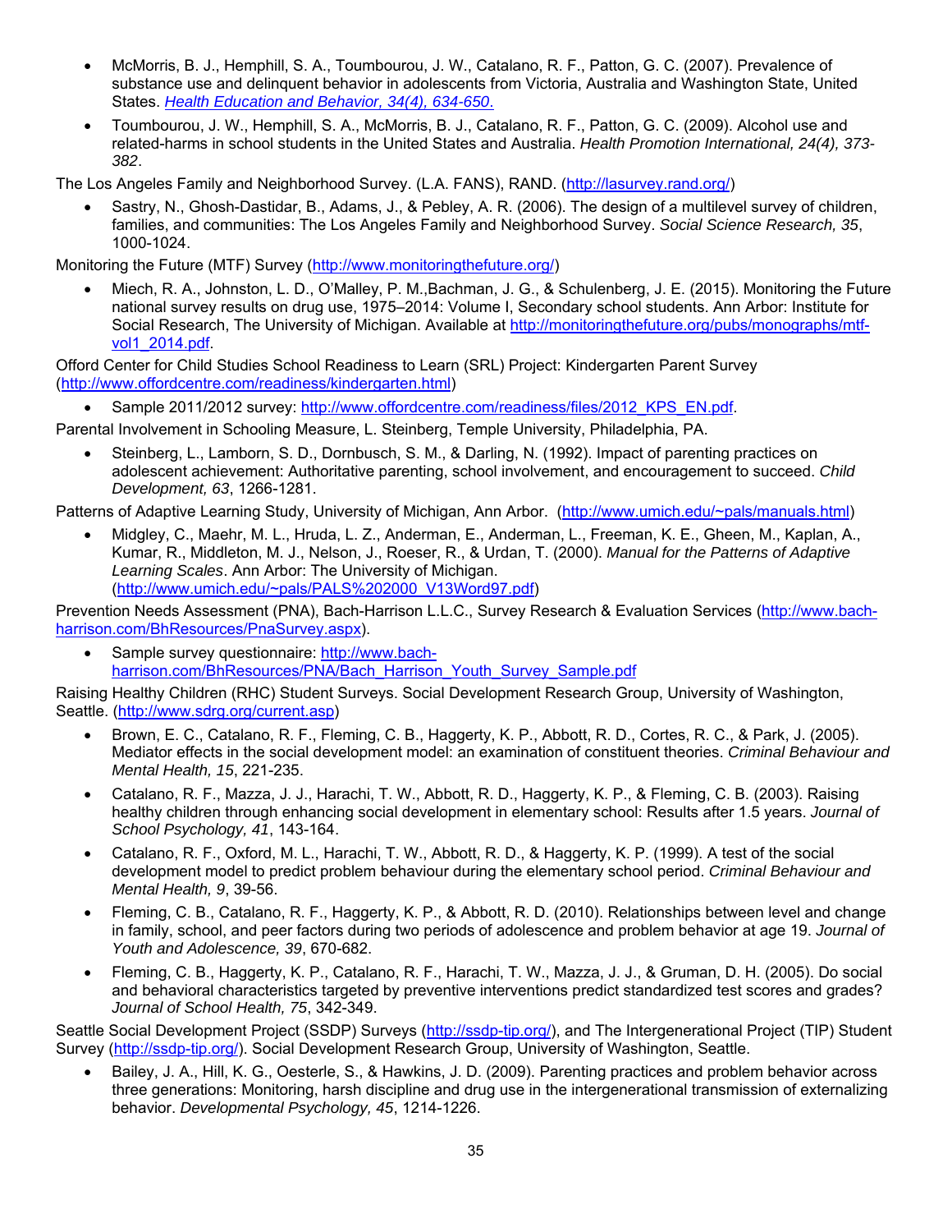- McMorris, B. J., Hemphill, S. A., Toumbourou, J. W., Catalano, R. F., Patton, G. C. (2007). Prevalence of substance use and delinquent behavior in adolescents from Victoria, Australia and Washington State, United States. *Health Education and Behavior, 34(4), 634-650*.
- Toumbourou, J. W., Hemphill, S. A., McMorris, B. J., Catalano, R. F., Patton, G. C. (2009). Alcohol use and related-harms in school students in the United States and Australia. *Health Promotion International, 24(4), 373-382*.

The Los Angeles Family and Neighborhood Survey. (L.A. FANS), RAND. (http://lasurvey.rand.org/)

- Sastry, N., Ghosh-Dastidar, B., Adams, J., & Pebley, A. R. (2006). The design of a multilevel survey of children, families, and communities: The Los Angeles Family and Neighborhood Survey. *Social Science Research, 35*, 1000-1024.

Monitoring the Future (MTF) Survey (http://www.monitoringthefuture.org/)

- Miech, R. A., Johnston, L. D., O'Malley, P. M.,Bachman, J. G., & Schulenberg, J. E. (2015). Monitoring the Future national survey results on drug use, 1975–2014: Volume I, Secondary school students. Ann Arbor: Institute for Social Research, The University of Michigan. Available at http://monitoringthefuture.org/pubs/monographs/mtf-vol1_2014.pdf.

Offord Center for Child Studies School Readiness to Learn (SRL) Project: Kindergarten Parent Survey (http://www.offordcentre.com/readiness/kindergarten.html)

- Sample 2011/2012 survey: http://www.offordcentre.com/readiness/files/2012_KPS_EN.pdf.

Parental Involvement in Schooling Measure, L. Steinberg, Temple University, Philadelphia, PA.

- Steinberg, L., Lamborn, S. D., Dornbusch, S. M., & Darling, N. (1992). Impact of parenting practices on adolescent achievement: Authoritative parenting, school involvement, and encouragement to succeed. *Child Development, 63*, 1266-1281.

Patterns of Adaptive Learning Study, University of Michigan, Ann Arbor. (http://www.umich.edu/~pals/manuals.html)

- Midgley, C., Maehr, M. L., Hruda, L. Z., Anderman, E., Anderman, L., Freeman, K. E., Gheen, M., Kaplan, A., Kumar, R., Middleton, M. J., Nelson, J., Roeser, R., & Urdan, T. (2000). *Manual for the Patterns of Adaptive Learning Scales*. Ann Arbor: The University of Michigan. (http://www.umich.edu/~pals/PALS%202000_V13Word97.pdf)

Prevention Needs Assessment (PNA), Bach-Harrison L.L.C., Survey Research & Evaluation Services (http://www.bach-harrison.com/BhResources/PnaSurvey.aspx).

- Sample survey questionnaire: http://www.bach-harrison.com/BhResources/PNA/Bach_Harrison_Youth_Survey_Sample.pdf

Raising Healthy Children (RHC) Student Surveys. Social Development Research Group, University of Washington, Seattle. (http://www.sdrg.org/current.asp)

- Brown, E. C., Catalano, R. F., Fleming, C. B., Haggerty, K. P., Abbott, R. D., Cortes, R. C., & Park, J. (2005). Mediator effects in the social development model: an examination of constituent theories. *Criminal Behaviour and Mental Health, 15*, 221-235.
- Catalano, R. F., Mazza, J. J., Harachi, T. W., Abbott, R. D., Haggerty, K. P., & Fleming, C. B. (2003). Raising healthy children through enhancing social development in elementary school: Results after 1.5 years. *Journal of School Psychology, 41*, 143-164.
- Catalano, R. F., Oxford, M. L., Harachi, T. W., Abbott, R. D., & Haggerty, K. P. (1999). A test of the social development model to predict problem behaviour during the elementary school period. *Criminal Behaviour and Mental Health, 9*, 39-56.
- Fleming, C. B., Catalano, R. F., Haggerty, K. P., & Abbott, R. D. (2010). Relationships between level and change in family, school, and peer factors during two periods of adolescence and problem behavior at age 19. *Journal of Youth and Adolescence, 39*, 670-682.
- Fleming, C. B., Haggerty, K. P., Catalano, R. F., Harachi, T. W., Mazza, J. J., & Gruman, D. H. (2005). Do social and behavioral characteristics targeted by preventive interventions predict standardized test scores and grades? *Journal of School Health, 75*, 342-349.

Seattle Social Development Project (SSDP) Surveys (http://ssdp-tip.org/), and The Intergenerational Project (TIP) Student Survey (http://ssdp-tip.org/). Social Development Research Group, University of Washington, Seattle.

- Bailey, J. A., Hill, K. G., Oesterle, S., & Hawkins, J. D. (2009). Parenting practices and problem behavior across three generations: Monitoring, harsh discipline and drug use in the intergenerational transmission of externalizing behavior. *Developmental Psychology, 45*, 1214-1226.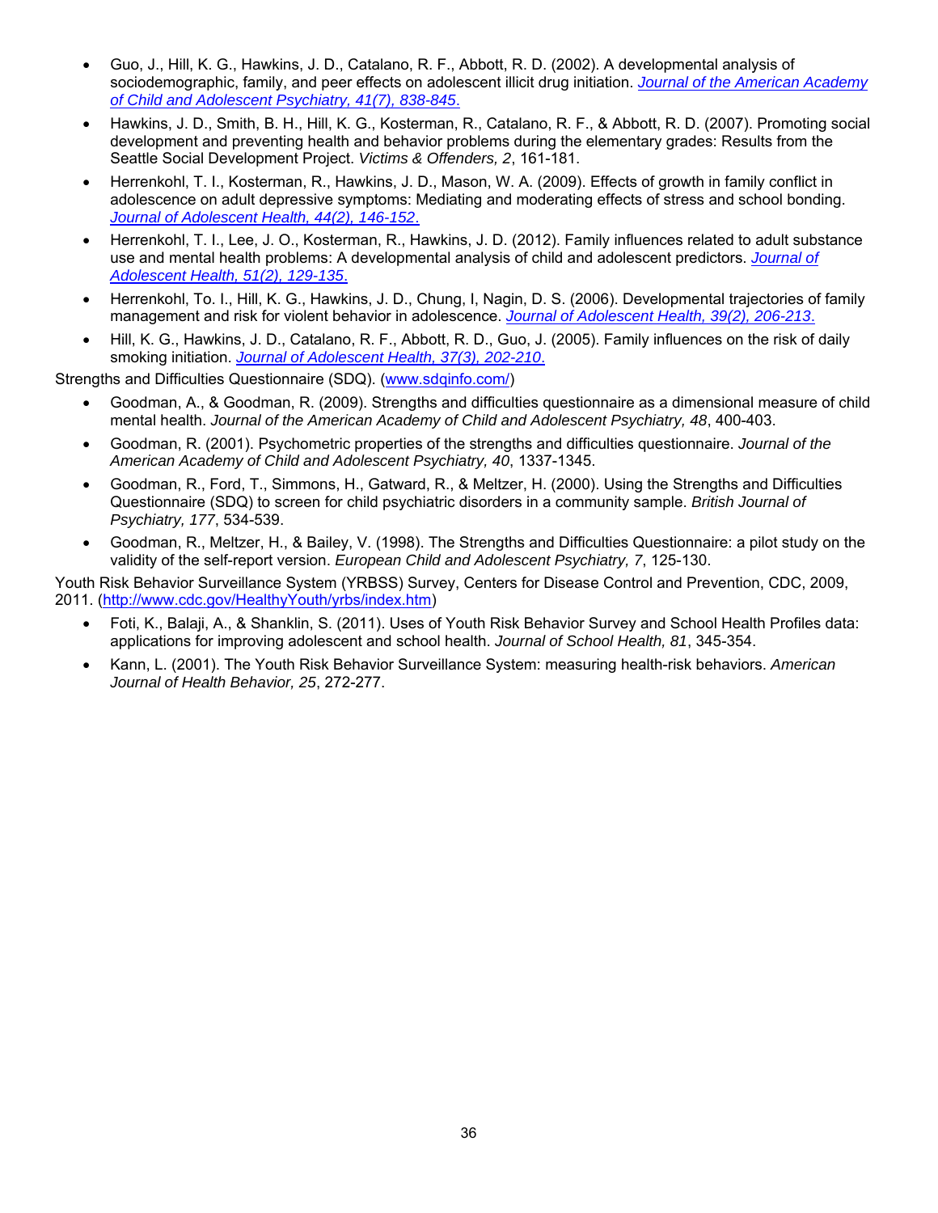- Guo, J., Hill, K. G., Hawkins, J. D., Catalano, R. F., Abbott, R. D. (2002). A developmental analysis of sociodemographic, family, and peer effects on adolescent illicit drug initiation. *Journal of the American Academy of Child and Adolescent Psychiatry, 41(7), 838-845*.
- Hawkins, J. D., Smith, B. H., Hill, K. G., Kosterman, R., Catalano, R. F., & Abbott, R. D. (2007). Promoting social development and preventing health and behavior problems during the elementary grades: Results from the Seattle Social Development Project. *Victims & Offenders, 2*, 161-181.
- Herrenkohl, T. I., Kosterman, R., Hawkins, J. D., Mason, W. A. (2009). Effects of growth in family conflict in adolescence on adult depressive symptoms: Mediating and moderating effects of stress and school bonding. *Journal of Adolescent Health, 44(2), 146-152*.
- Herrenkohl, T. I., Lee, J. O., Kosterman, R., Hawkins, J. D. (2012). Family influences related to adult substance use and mental health problems: A developmental analysis of child and adolescent predictors. *Journal of Adolescent Health, 51(2), 129-135*.
- Herrenkohl, To. I., Hill, K. G., Hawkins, J. D., Chung, I, Nagin, D. S. (2006). Developmental trajectories of family management and risk for violent behavior in adolescence. *Journal of Adolescent Health, 39(2), 206-213*.
- Hill, K. G., Hawkins, J. D., Catalano, R. F., Abbott, R. D., Guo, J. (2005). Family influences on the risk of daily smoking initiation. *Journal of Adolescent Health, 37(3), 202-210*.

Strengths and Difficulties Questionnaire (SDQ). (www.sdqinfo.com/)

- Goodman, A., & Goodman, R. (2009). Strengths and difficulties questionnaire as a dimensional measure of child mental health. *Journal of the American Academy of Child and Adolescent Psychiatry, 48*, 400-403.
- Goodman, R. (2001). Psychometric properties of the strengths and difficulties questionnaire. *Journal of the American Academy of Child and Adolescent Psychiatry, 40*, 1337-1345.
- Goodman, R., Ford, T., Simmons, H., Gatward, R., & Meltzer, H. (2000). Using the Strengths and Difficulties Questionnaire (SDQ) to screen for child psychiatric disorders in a community sample. *British Journal of Psychiatry, 177*, 534-539.
- Goodman, R., Meltzer, H., & Bailey, V. (1998). The Strengths and Difficulties Questionnaire: a pilot study on the validity of the self-report version. *European Child and Adolescent Psychiatry, 7*, 125-130.

Youth Risk Behavior Surveillance System (YRBSS) Survey, Centers for Disease Control and Prevention, CDC, 2009, 2011. (http://www.cdc.gov/HealthyYouth/yrbs/index.htm)

- Foti, K., Balaji, A., & Shanklin, S. (2011). Uses of Youth Risk Behavior Survey and School Health Profiles data: applications for improving adolescent and school health. *Journal of School Health, 81*, 345-354.
- Kann, L. (2001). The Youth Risk Behavior Surveillance System: measuring health-risk behaviors. *American Journal of Health Behavior, 25*, 272-277.